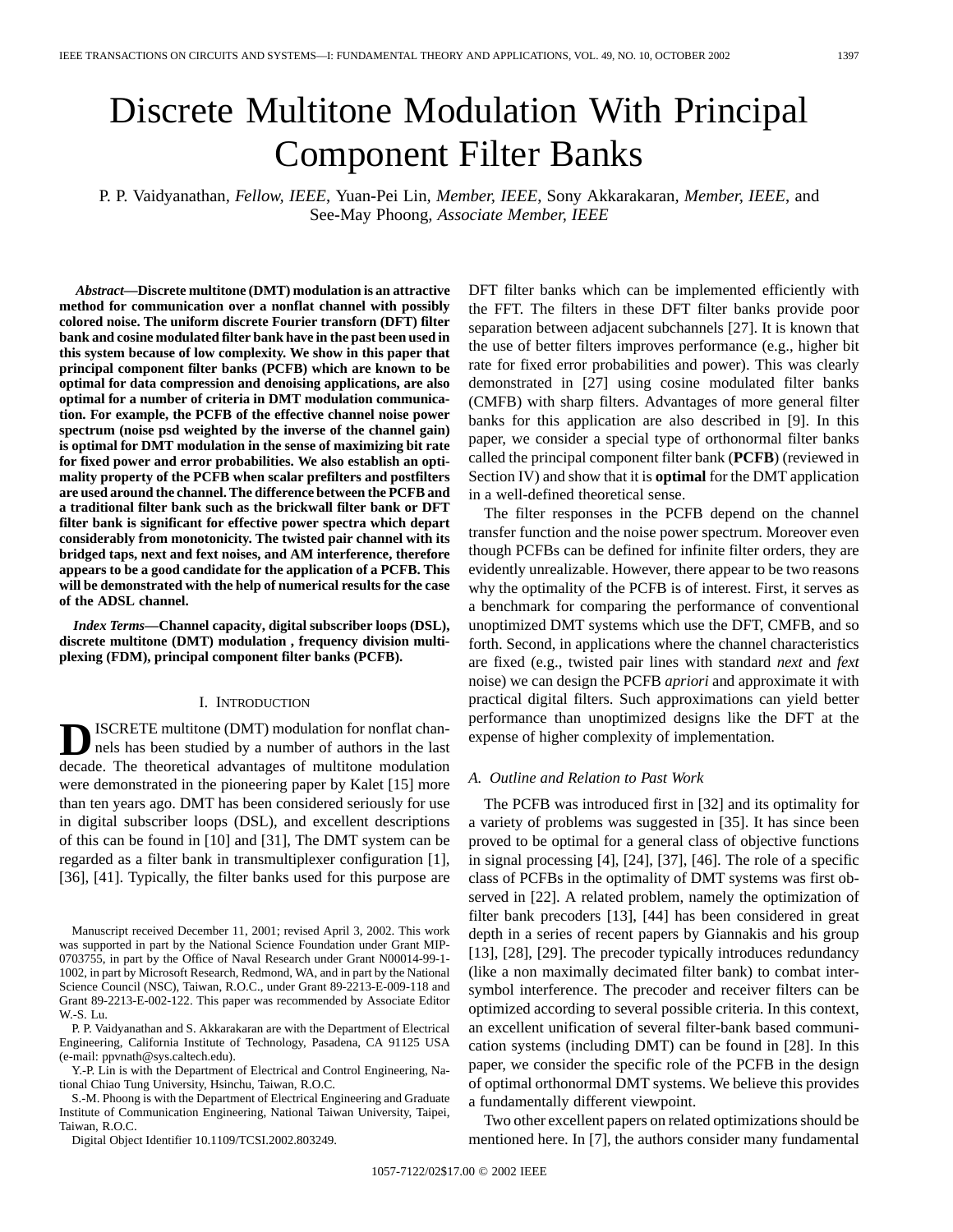# Discrete Multitone Modulation With Principal Component Filter Banks

P. P. Vaidyanathan, *Fellow, IEEE*, Yuan-Pei Lin, *Member, IEEE*, Sony Akkarakaran, *Member, IEEE*, and See-May Phoong, *Associate Member, IEEE*

***Abstract*—Discrete multitone (DMT) modulation is an attractive method for communication over a nonflat channel with possibly colored noise. The uniform discrete Fourier transforn (DFT) filter bank and cosine modulated filter bank have in the past been used in this system because of low complexity. We show in this paper that principal component filter banks (PCFB) which are known to be optimal for data compression and denoising applications, are also optimal for a number of criteria in DMT modulation communication. For example, the PCFB of the effective channel noise power spectrum (noise psd weighted by the inverse of the channel gain) is optimal for DMT modulation in the sense of maximizing bit rate for fixed power and error probabilities. We also establish an optimality property of the PCFB when scalar prefilters and postfilters are used around the channel. The difference between the PCFB and a traditional filter bank such as the brickwall filter bank or DFT filter bank is significant for effective power spectra which depart considerably from monotonicity. The twisted pair channel with its bridged taps, next and fext noises, and AM interference, therefore appears to be a good candidate for the application of a PCFB. This will be demonstrated with the help of numerical results for the case of the ADSL channel.**

***Index Terms*—Channel capacity, digital subscriber loops (DSL), discrete multitone (DMT) modulation , frequency division multiplexing (FDM), principal component filter banks (PCFB).**

## I. Introduction

DISCRETE multitone (DMT) modulation for nonflat channels has been studied by a number of authors in the last decade. The theoretical advantages of multitone modulation were demonstrated in the pioneering paper by Kalet [15] more than ten years ago. DMT has been considered seriously for use in digital subscriber loops (DSL), and excellent descriptions of this can be found in [10] and [31], The DMT system can be regarded as a filter bank in transmultiplexer configuration [1], [36], [41]. Typically, the filter banks used for this purpose are DFT filter banks which can be implemented efficiently with the FFT. The filters in these DFT filter banks provide poor separation between adjacent subchannels [27]. It is known that the use of better filters improves performance (e.g., higher bit rate for fixed error probabilities and power). This was clearly demonstrated in [27] using cosine modulated filter banks (CMFB) with sharp filters. Advantages of more general filter banks for this application are also described in [9]. In this paper, we consider a special type of orthonormal filter banks called the principal component filter bank (**PCFB**) (reviewed in Section IV) and show that it is **optimal** for the DMT application in a well-defined theoretical sense.

The filter responses in the PCFB depend on the channel transfer function and the noise power spectrum. Moreover even though PCFBs can be defined for infinite filter orders, they are evidently unrealizable. However, there appear to be two reasons why the optimality of the PCFB is of interest. First, it serves as a benchmark for comparing the performance of conventional unoptimized DMT systems which use the DFT, CMFB, and so forth. Second, in applications where the channel characteristics are fixed (e.g., twisted pair lines with standard *next* and *fext* noise) we can design the PCFB *apriori* and approximate it with practical digital filters. Such approximations can yield better performance than unoptimized designs like the DFT at the expense of higher complexity of implementation.

### A. Outline and Relation to Past Work

The PCFB was introduced first in [32] and its optimality for a variety of problems was suggested in [35]. It has since been proved to be optimal for a general class of objective functions in signal processing [4], [24], [37], [46]. The role of a specific class of PCFBs in the optimality of DMT systems was first observed in [22]. A related problem, namely the optimization of filter bank precoders [13], [44] has been considered in great depth in a series of recent papers by Giannakis and his group [13], [28], [29]. The precoder typically introduces redundancy (like a non maximally decimated filter bank) to combat intersymbol interference. The precoder and receiver filters can be optimized according to several possible criteria. In this context, an excellent unification of several filter-bank based communication systems (including DMT) can be found in [28]. In this paper, we consider the specific role of the PCFB in the design of optimal orthonormal DMT systems. We believe this provides a fundamentally different viewpoint.

Two other excellent papers on related optimizations should be mentioned here. In [7], the authors consider many fundamental

Manuscript received December 11, 2001; revised April 3, 2002. This work was supported in part by the National Science Foundation under Grant MIP-0703755, in part by the Office of Naval Research under Grant N00014-99-1-1002, in part by Microsoft Research, Redmond, WA, and in part by the National Science Council (NSC), Taiwan, R.O.C., under Grant 89-2213-E-009-118 and Grant 89-2213-E-002-122. This paper was recommended by Associate Editor W.-S. Lu.

P. P. Vaidyanathan and S. Akkarakaran are with the Department of Electrical Engineering, California Institute of Technology, Pasadena, CA 91125 USA (e-mail: ppvnath@sys.caltech.edu).

Y.-P. Lin is with the Department of Electrical and Control Engineering, National Chiao Tung University, Hsinchu, Taiwan, R.O.C.

S.-M. Phoong is with the Department of Electrical Engineering and Graduate Institute of Communication Engineering, National Taiwan University, Taipei, Taiwan, R.O.C.

Digital Object Identifier 10.1109/TCSI.2002.803249.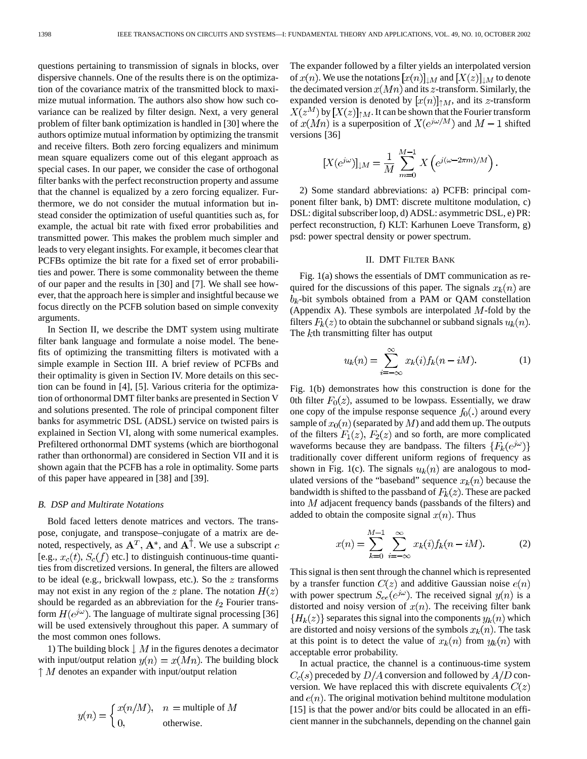questions pertaining to transmission of signals in blocks, over dispersive channels. One of the results there is on the optimization of the covariance matrix of the transmitted block to maximize mutual information. The authors also show how such covariance can be realized by filter design. Next, a very general problem of filter bank optimization is handled in [30] where the authors optimize mutual information by optimizing the transmit and receive filters. Both zero forcing equalizers and minimum mean square equalizers come out of this elegant approach as special cases. In our paper, we consider the case of orthogonal filter banks with the perfect reconstruction property and assume that the channel is equalized by a zero forcing equalizer. Furthermore, we do not consider the mutual information but instead consider the optimization of useful quantities such as, for example, the actual bit rate with fixed error probabilities and transmitted power. This makes the problem much simpler and leads to very elegant insights. For example, it becomes clear that PCFBs optimize the bit rate for a fixed set of error probabilities and power. There is some commonality between the theme of our paper and the results in [30] and [7]. We shall see however, that the approach here is simpler and insightful because we focus directly on the PCFB solution based on simple convexity arguments.

In Section II, we describe the DMT system using multirate filter bank language and formulate a noise model. The benefits of optimizing the transmitting filters is motivated with a simple example in Section III. A brief review of PCFBs and their optimality is given in Section IV. More details on this section can be found in [4], [5]. Various criteria for the optimization of orthonormal DMT filter banks are presented in Section V and solutions presented. The role of principal component filter banks for asymmetric DSL (ADSL) service on twisted pairs is explained in Section VI, along with some numerical examples. Prefiltered orthonormal DMT systems (which are biorthogonal rather than orthonormal) are considered in Section VII and it is shown again that the PCFB has a role in optimality. Some parts of this paper have appeared in [38] and [39].

### *B. DSP and Multirate Notations*

Bold faced letters denote matrices and vectors. The transpose, conjugate, and transpose–conjugate of a matrix are denoted, respectively, as $\mathbf{A}^T$, $\mathbf{A}^*$, and $\mathbf{A}^\dagger$. We use a subscript $c$ [e.g., $x_c(t)$, $S_c(f)$ etc.] to distinguish continuous-time quantities from discretized versions. In general, the filters are allowed to be ideal (e.g., brickwall lowpass, etc.). So the $z$ transforms may not exist in any region of the $z$ plane. The notation $H(z)$ should be regarded as an abbreviation for the $\ell_2$ Fourier transform $H(e^{j\omega})$. The language of multirate signal processing [36] will be used extensively throughout this paper. A summary of the most common ones follows.

1) The building block $\downarrow M$ in the figures denotes a decimator with input/output relation $y(n) = x(Mn)$. The building block $\uparrow M$ denotes an expander with input/output relation

$$y(n) = \begin{cases} x(n/M), & n = \text{multiple of } M \\ 0, & \text{otherwise.} \end{cases}$$

The expander followed by a filter yields an interpolated version of $x(n)$. We use the notations $[x(n)]_{\downarrow M}$ and $[X(z)]_{\downarrow M}$ to denote the decimated version $x(Mn)$ and its $z$-transform. Similarly, the expanded version is denoted by $[x(n)]_{\uparrow M}$, and its $z$-transform $X(z^M)$ by $[X(z)]_{\uparrow M}$. It can be shown that the Fourier transform of $x(Mn)$ is a superposition of $X(e^{j\omega/M})$ and $M-1$ shifted versions [36]

$$[X(e^{j\omega})]_{\downarrow M} = \frac{1}{M}\sum_{m=0}^{M-1} X\left(e^{j(\omega - 2\pi m)/M}\right).$$

2) Some standard abbreviations: a) PCFB: principal component filter bank, b) DMT: discrete multitone modulation, c) DSL: digital subscriber loop, d) ADSL: asymmetric DSL, e) PR: perfect reconstruction, f) KLT: Karhunen Loeve Transform, g) psd: power spectral density or power spectrum.

## II. DMT Filter Bank

Fig. 1(a) shows the essentials of DMT communication as required for the discussions of this paper. The signals $x_k(n)$ are $b_k$-bit symbols obtained from a PAM or QAM constellation (Appendix A). These symbols are interpolated $M$-fold by the filters $F_k(z)$ to obtain the subchannel or subband signals $u_k(n)$. The $k$th transmitting filter has output

$$u_k(n) = \sum_{i=-\infty}^{\infty} x_k(i) f_k(n - iM). \tag{1}$$

Fig. 1(b) demonstrates how this construction is done for the 0th filter $F_0(z)$, assumed to be lowpass. Essentially, we draw one copy of the impulse response sequence $f_0(.)$ around every sample of $x_0(n)$ (separated by $M$) and add them up. The outputs of the filters $F_1(z)$, $F_2(z)$ and so forth, are more complicated waveforms because they are bandpass. The filters $\{F_k(e^{j\omega})\}$ traditionally cover different uniform regions of frequency as shown in Fig. 1(c). The signals $u_k(n)$ are analogous to modulated versions of the "baseband" sequence $x_k(n)$ because the bandwidth is shifted to the passband of $F_k(z)$. These are packed into $M$ adjacent frequency bands (passbands of the filters) and added to obtain the composite signal $x(n)$. Thus

$$x(n) = \sum_{k=0}^{M-1}\sum_{i=-\infty}^{\infty} x_k(i) f_k(n - iM). \tag{2}$$

This signal is then sent through the channel which is represented by a transfer function $C(z)$ and additive Gaussian noise $e(n)$ with power spectrum $S_{ee}(e^{j\omega})$. The received signal $y(n)$ is a distorted and noisy version of $x(n)$. The receiving filter bank $\{H_k(z)\}$ separates this signal into the components $y_k(n)$ which are distorted and noisy versions of the symbols $x_k(n)$. The task at this point is to detect the value of $x_k(n)$ from $y_k(n)$ with acceptable error probability.

In actual practice, the channel is a continuous-time system $C_c(s)$ preceded by $D/A$ conversion and followed by $A/D$ conversion. We have replaced this with discrete equivalents $C(z)$ and $e(n)$. The original motivation behind multitone modulation [15] is that the power and/or bits could be allocated in an efficient manner in the subchannels, depending on the channel gain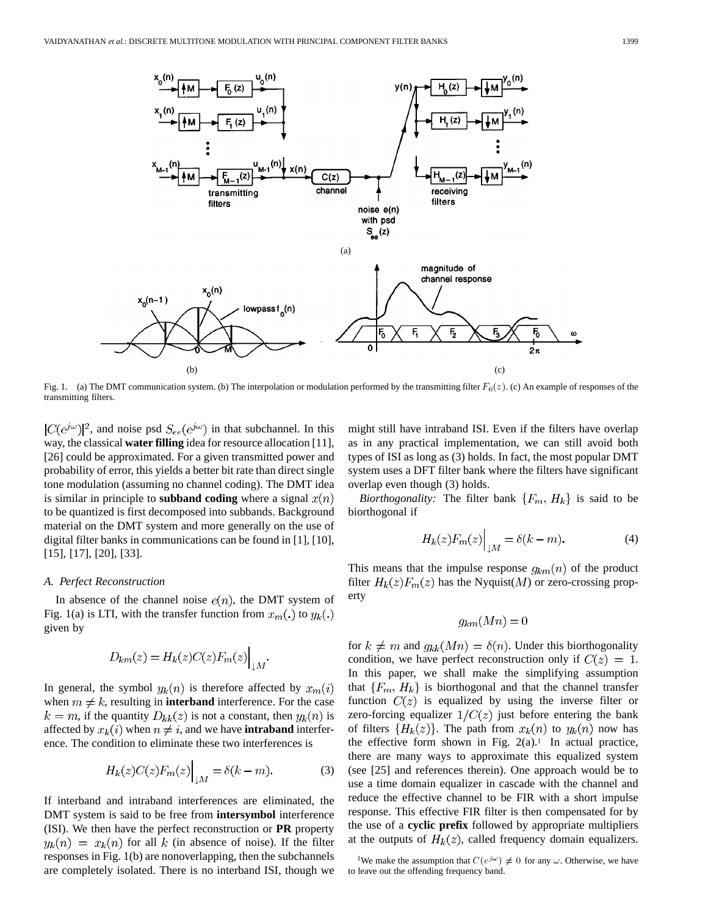Fig. 1. (a) The DMT communication system. (b) The interpolation or modulation performed by the transmitting filter $F_0(z)$. (c) An example of responses of the transmitting filters.

$|C(e^{j\omega})|^2$, and noise psd $S_{ee}(e^{j\omega})$ in that subchannel. In this way, the classical **water filling** idea for resource allocation [11], [26] could be approximated. For a given transmitted power and probability of error, this yields a better bit rate than direct single tone modulation (assuming no channel coding). The DMT idea is similar in principle to **subband coding** where a signal $x(n)$ to be quantized is first decomposed into subbands. Background material on the DMT system and more generally on the use of digital filter banks in communications can be found in [1], [10], [15], [17], [20], [33].

### A. Perfect Reconstruction

In absence of the channel noise $e(n)$, the DMT system of Fig. 1(a) is LTI, with the transfer function from $x_m(.)$ to $y_k(.)$ given by

$$D_{km}(z) = H_k(z)C(z)F_m(z)\Big|_{\downarrow M}.$$

In general, the symbol $y_k(n)$ is therefore affected by $x_m(i)$ when $m \neq k$, resulting in **interband** interference. For the case $k = m$, if the quantity $D_{kk}(z)$ is not a constant, then $y_k(n)$ is affected by $x_k(i)$ when $n \neq i$, and we have **intraband** interference. The condition to eliminate these two interferences is

$$H_k(z)C(z)F_m(z)\Big|_{\downarrow M} = \delta(k-m). \tag{3}$$

If interband and intraband interferences are eliminated, the DMT system is said to be free from **intersymbol** interference (ISI). We then have the perfect reconstruction or **PR** property $y_k(n) = x_k(n)$ for all $k$ (in absence of noise). If the filter responses in Fig. 1(b) are nonoverlapping, then the subchannels are completely isolated. There is no interband ISI, though we might still have intraband ISI. Even if the filters have overlap as in any practical implementation, we can still avoid both types of ISI as long as (3) holds. In fact, the most popular DMT system uses a DFT filter bank where the filters have significant overlap even though (3) holds.

*Biorthogonality:* The filter bank $\{F_m, H_k\}$ is said to be biorthogonal if

$$H_k(z)F_m(z)\Big|_{\downarrow M} = \delta(k-m). \tag{4}$$

This means that the impulse response $g_{km}(n)$ of the product filter $H_k(z)F_m(z)$ has the Nyquist($M$) or zero-crossing property

$$g_{km}(Mn) = 0$$

for $k \neq m$ and $g_{kk}(Mn) = \delta(n)$. Under this biorthogonality condition, we have perfect reconstruction only if $C(z) = 1$. In this paper, we shall make the simplifying assumption that $\{F_m, H_k\}$ is biorthogonal and that the channel transfer function $C(z)$ is equalized by using the inverse filter or zero-forcing equalizer $1/C(z)$ just before entering the bank of filters $\{H_k(z)\}$. The path from $x_k(n)$ to $y_k(n)$ now has the effective form shown in Fig. 2(a).[1] In actual practice, there are many ways to approximate this equalized system (see [25] and references therein). One approach would be to use a time domain equalizer in cascade with the channel and reduce the effective channel to be FIR with a short impulse response. This effective FIR filter is then compensated for by the use of a **cyclic prefix** followed by appropriate multipliers at the outputs of $H_k(z)$, called frequency domain equalizers.

[1]We make the assumption that $C(e^{j\omega}) \neq 0$ for any $\omega$. Otherwise, we have to leave out the offending frequency band.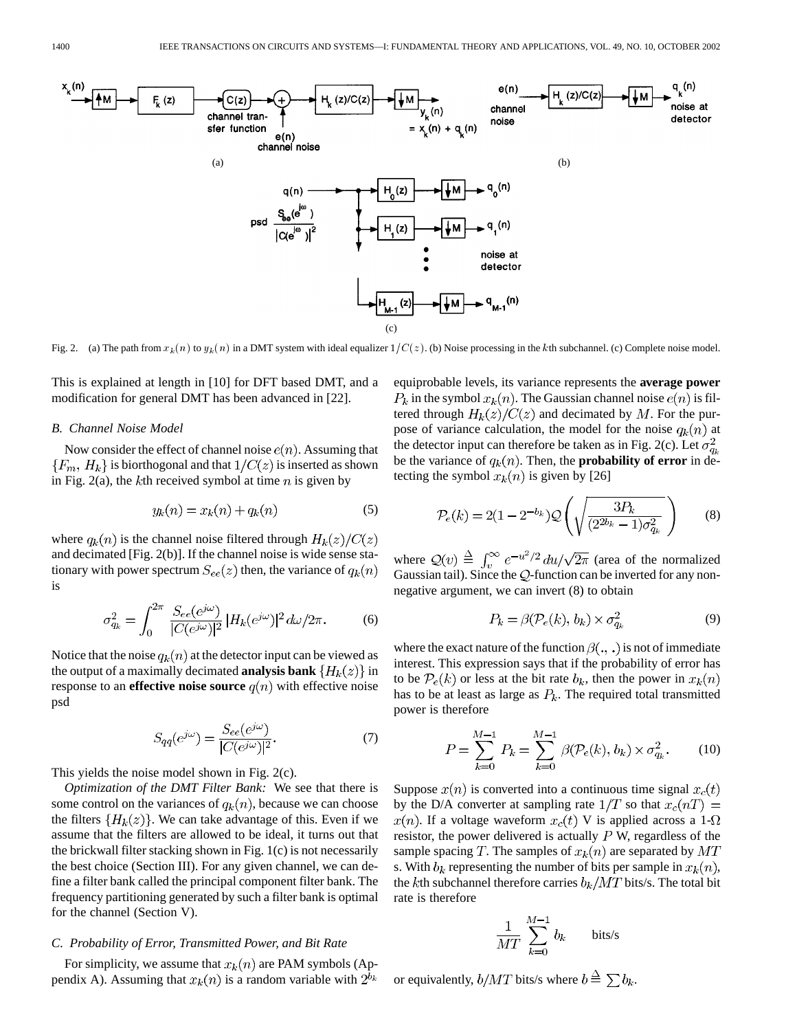Fig. 2. (a) The path from $x_k(n)$ to $y_k(n)$ in a DMT system with ideal equalizer $1/C(z)$. (b) Noise processing in the $k$th subchannel. (c) Complete noise model.

This is explained at length in [10] for DFT based DMT, and a modification for general DMT has been advanced in [22].

### *B. Channel Noise Model*

Now consider the effect of channel noise $e(n)$. Assuming that $\{F_m, H_k\}$ is biorthogonal and that $1/C(z)$ is inserted as shown in Fig. 2(a), the $k$th received symbol at time $n$ is given by

$$y_k(n) = x_k(n) + q_k(n) \tag{5}$$

where $q_k(n)$ is the channel noise filtered through $H_k(z)/C(z)$ and decimated [Fig. 2(b)]. If the channel noise is wide sense stationary with power spectrum $S_{ee}(z)$ then, the variance of $q_k(n)$ is

$$\sigma_{q_k}^2 = \int_0^{2\pi} \frac{S_{ee}(e^{j\omega})}{|C(e^{j\omega})|^2} |H_k(e^{j\omega})|^2 \, d\omega/2\pi. \tag{6}$$

Notice that the noise $q_k(n)$ at the detector input can be viewed as the output of a maximally decimated **analysis bank** $\{H_k(z)\}$ in response to an **effective noise source** $q(n)$ with effective noise psd

$$S_{qq}(e^{j\omega}) = \frac{S_{ee}(e^{j\omega})}{|C(e^{j\omega})|^2}. \tag{7}$$

This yields the noise model shown in Fig. 2(c).

*Optimization of the DMT Filter Bank:* We see that there is some control on the variances of $q_k(n)$, because we can choose the filters $\{H_k(z)\}$. We can take advantage of this. Even if we assume that the filters are allowed to be ideal, it turns out that the brickwall filter stacking shown in Fig. 1(c) is not necessarily the best choice (Section III). For any given channel, we can define a filter bank called the principal component filter bank. The frequency partitioning generated by such a filter bank is optimal for the channel (Section V).

### *C. Probability of Error, Transmitted Power, and Bit Rate*

For simplicity, we assume that $x_k(n)$ are PAM symbols (Appendix A). Assuming that $x_k(n)$ is a random variable with $2^{b_k}$ equiprobable levels, its variance represents the **average power** $P_k$ in the symbol $x_k(n)$. The Gaussian channel noise $e(n)$ is filtered through $H_k(z)/C(z)$ and decimated by $M$. For the purpose of variance calculation, the model for the noise $q_k(n)$ at the detector input can therefore be taken as in Fig. 2(c). Let $\sigma_{q_k}^2$ be the variance of $q_k(n)$. Then, the **probability of error** in detecting the symbol $x_k(n)$ is given by [26]

$$\mathcal{P}_e(k) = 2(1 - 2^{-b_k}) \mathcal{Q}\left(\sqrt{\frac{3P_k}{(2^{2b_k} - 1)\sigma_{q_k}^2}}\right) \tag{8}$$

where $\mathcal{Q}(v) \triangleq \int_v^\infty e^{-u^2/2} \, du/\sqrt{2\pi}$ (area of the normalized Gaussian tail). Since the $\mathcal{Q}$-function can be inverted for any nonnegative argument, we can invert (8) to obtain

$$P_k = \beta(\mathcal{P}_e(k), b_k) \times \sigma_{q_k}^2 \tag{9}$$

where the exact nature of the function $\beta(.,.)$ is not of immediate interest. This expression says that if the probability of error has to be $\mathcal{P}_e(k)$ or less at the bit rate $b_k$, then the power in $x_k(n)$ has to be at least as large as $P_k$. The required total transmitted power is therefore

$$P = \sum_{k=0}^{M-1} P_k = \sum_{k=0}^{M-1} \beta(\mathcal{P}_e(k), b_k) \times \sigma_{q_k}^2. \tag{10}$$

Suppose $x(n)$ is converted into a continuous time signal $x_c(t)$ by the D/A converter at sampling rate $1/T$ so that $x_c(nT) = x(n)$. If a voltage waveform $x_c(t)$ V is applied across a 1-$\Omega$ resistor, the power delivered is actually $P$ W, regardless of the sample spacing $T$. The samples of $x_k(n)$ are separated by $MT$ s. With $b_k$ representing the number of bits per sample in $x_k(n)$, the $k$th subchannel therefore carries $b_k/MT$ bits/s. The total bit rate is therefore

$$\frac{1}{MT} \sum_{k=0}^{M-1} b_k \qquad \text{bits/s}$$

or equivalently, $b/MT$ bits/s where $b \triangleq \sum b_k$.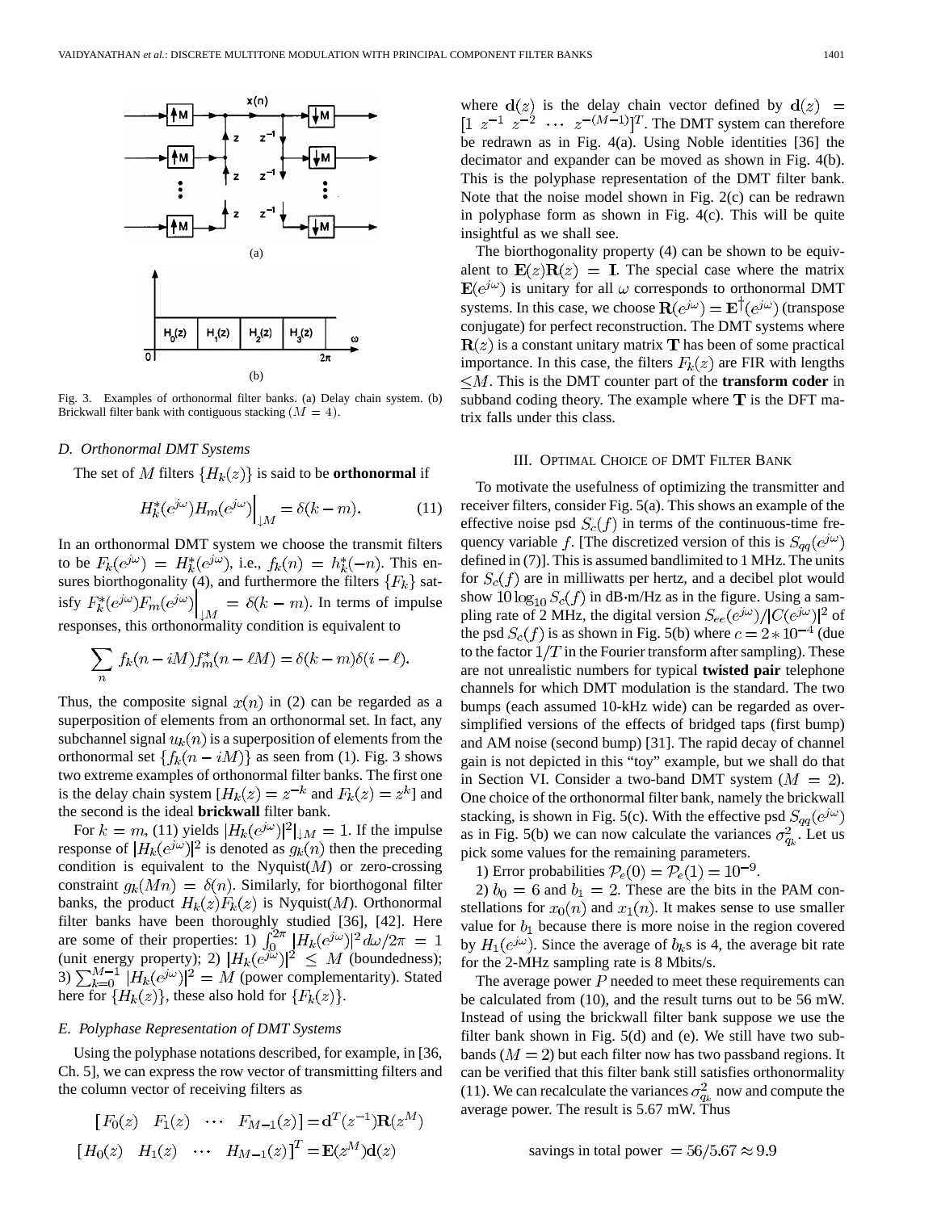Fig. 3. Examples of orthonormal filter banks. (a) Delay chain system. (b) Brickwall filter bank with contiguous stacking $(M = 4)$.

### D. Orthonormal DMT Systems

The set of $M$ filters $\{H_k(z)\}$ is said to be **orthonormal** if

$$H_k^*(e^{j\omega})H_m(e^{j\omega})\Big|_{\downarrow M} = \delta(k-m). \tag{11}$$

In an orthonormal DMT system we choose the transmit filters to be $F_k(e^{j\omega}) = H_k^*(e^{j\omega})$, i.e., $f_k(n) = h_k^*(-n)$. This ensures biorthogonality (4), and furthermore the filters $\{F_k\}$ satisfy $F_k^*(e^{j\omega})F_m(e^{j\omega})\Big|_{\downarrow M} = \delta(k-m)$. In terms of impulse responses, this orthonormality condition is equivalent to

$$\sum_n f_k(n - iM)f_m^*(n - \ell M) = \delta(k-m)\delta(i-\ell).$$

Thus, the composite signal $x(n)$ in (2) can be regarded as a superposition of elements from an orthonormal set. In fact, any subchannel signal $u_k(n)$ is a superposition of elements from the orthonormal set $\{f_k(n - iM)\}$ as seen from (1). Fig. 3 shows two extreme examples of orthonormal filter banks. The first one is the delay chain system [$H_k(z) = z^{-k}$ and $F_k(z) = z^k$] and the second is the ideal **brickwall** filter bank.

For $k = m$, (11) yields $|H_k(e^{j\omega})|^2|_{\downarrow M} = 1$. If the impulse response of $|H_k(e^{j\omega})|^2$ is denoted as $g_k(n)$ then the preceding condition is equivalent to the Nyquist($M$) or zero-crossing constraint $g_k(Mn) = \delta(n)$. Similarly, for biorthogonal filter banks, the product $H_k(z)F_k(z)$ is Nyquist($M$). Orthonormal filter banks have been thoroughly studied [36], [42]. Here are some of their properties: 1) $\int_0^{2\pi} |H_k(e^{j\omega})|^2 d\omega/2\pi = 1$ (unit energy property); 2) $|H_k(e^{j\omega})|^2 \le M$ (boundedness); 3) $\sum_{k=0}^{M-1} |H_k(e^{j\omega})|^2 = M$ (power complementarity). Stated here for $\{H_k(z)\}$, these also hold for $\{F_k(z)\}$.

### E. Polyphase Representation of DMT Systems

Using the polyphase notations described, for example, in [36, Ch. 5], we can express the row vector of transmitting filters and the column vector of receiving filters as

$$[F_0(z) \quad F_1(z) \quad \cdots \quad F_{M-1}(z)] = \mathbf{d}^T(z^{-1})\mathbf{R}(z^M)$$

$$[H_0(z) \quad H_1(z) \quad \cdots \quad H_{M-1}(z)]^T = \mathbf{E}(z^M)\mathbf{d}(z)$$

where $\mathbf{d}(z)$ is the delay chain vector defined by $\mathbf{d}(z) = [1 \; z^{-1} \; z^{-2} \; \cdots \; z^{-(M-1)}]^T$. The DMT system can therefore be redrawn as in Fig. 4(a). Using Noble identities [36] the decimator and expander can be moved as shown in Fig. 4(b). This is the polyphase representation of the DMT filter bank. Note that the noise model shown in Fig. 2(c) can be redrawn in polyphase form as shown in Fig. 4(c). This will be quite insightful as we shall see.

The biorthogonality property (4) can be shown to be equivalent to $\mathbf{E}(z)\mathbf{R}(z) = \mathbf{I}$. The special case where the matrix $\mathbf{E}(e^{j\omega})$ is unitary for all $\omega$ corresponds to orthonormal DMT systems. In this case, we choose $\mathbf{R}(e^{j\omega}) = \mathbf{E}^\dagger(e^{j\omega})$ (transpose conjugate) for perfect reconstruction. The DMT systems where $\mathbf{R}(z)$ is a constant unitary matrix $\mathbf{T}$ has been of some practical importance. In this case, the filters $F_k(z)$ are FIR with lengths $\le M$. This is the DMT counter part of the **transform coder** in subband coding theory. The example where $\mathbf{T}$ is the DFT matrix falls under this class.

## III. Optimal Choice of DMT Filter Bank

To motivate the usefulness of optimizing the transmitter and receiver filters, consider Fig. 5(a). This shows an example of the effective noise psd $S_c(f)$ in terms of the continuous-time frequency variable $f$. [The discretized version of this is $S_{qq}(e^{j\omega})$ defined in (7)]. This is assumed bandlimited to 1 MHz. The units for $S_c(f)$ are in milliwatts per hertz, and a decibel plot would show $10\log_{10} S_c(f)$ in dB·m/Hz as in the figure. Using a sampling rate of 2 MHz, the digital version $S_{ee}(e^{j\omega})/|C(e^{j\omega})|^2$ of the psd $S_c(f)$ is as shown in Fig. 5(b) where $c = 2 * 10^{-4}$ (due to the factor $1/T$ in the Fourier transform after sampling). These are not unrealistic numbers for typical **twisted pair** telephone channels for which DMT modulation is the standard. The two bumps (each assumed 10-kHz wide) can be regarded as oversimplified versions of the effects of bridged taps (first bump) and AM noise (second bump) [31]. The rapid decay of channel gain is not depicted in this "toy" example, but we shall do that in Section VI. Consider a two-band DMT system ($M = 2$). One choice of the orthonormal filter bank, namely the brickwall stacking, is shown in Fig. 5(c). With the effective psd $S_{qq}(e^{j\omega})$ as in Fig. 5(b) we can now calculate the variances $\sigma_{q_k}^2$. Let us pick some values for the remaining parameters.

1) Error probabilities $\mathcal{P}_e(0) = \mathcal{P}_e(1) = 10^{-9}$.

2) $b_0 = 6$ and $b_1 = 2$. These are the bits in the PAM constellations for $x_0(n)$ and $x_1(n)$. It makes sense to use smaller value for $b_1$ because there is more noise in the region covered by $H_1(e^{j\omega})$. Since the average of $b_k$s is 4, the average bit rate for the 2-MHz sampling rate is 8 Mbits/s.

The average power $P$ needed to meet these requirements can be calculated from (10), and the result turns out to be 56 mW. Instead of using the brickwall filter bank suppose we use the filter bank shown in Fig. 5(d) and (e). We still have two subbands ($M = 2$) but each filter now has two passband regions. It can be verified that this filter bank still satisfies orthonormality (11). We can recalculate the variances $\sigma_{q_k}^2$ now and compute the average power. The result is 5.67 mW. Thus

$$\text{savings in total power } = 56/5.67 \approx 9.9$$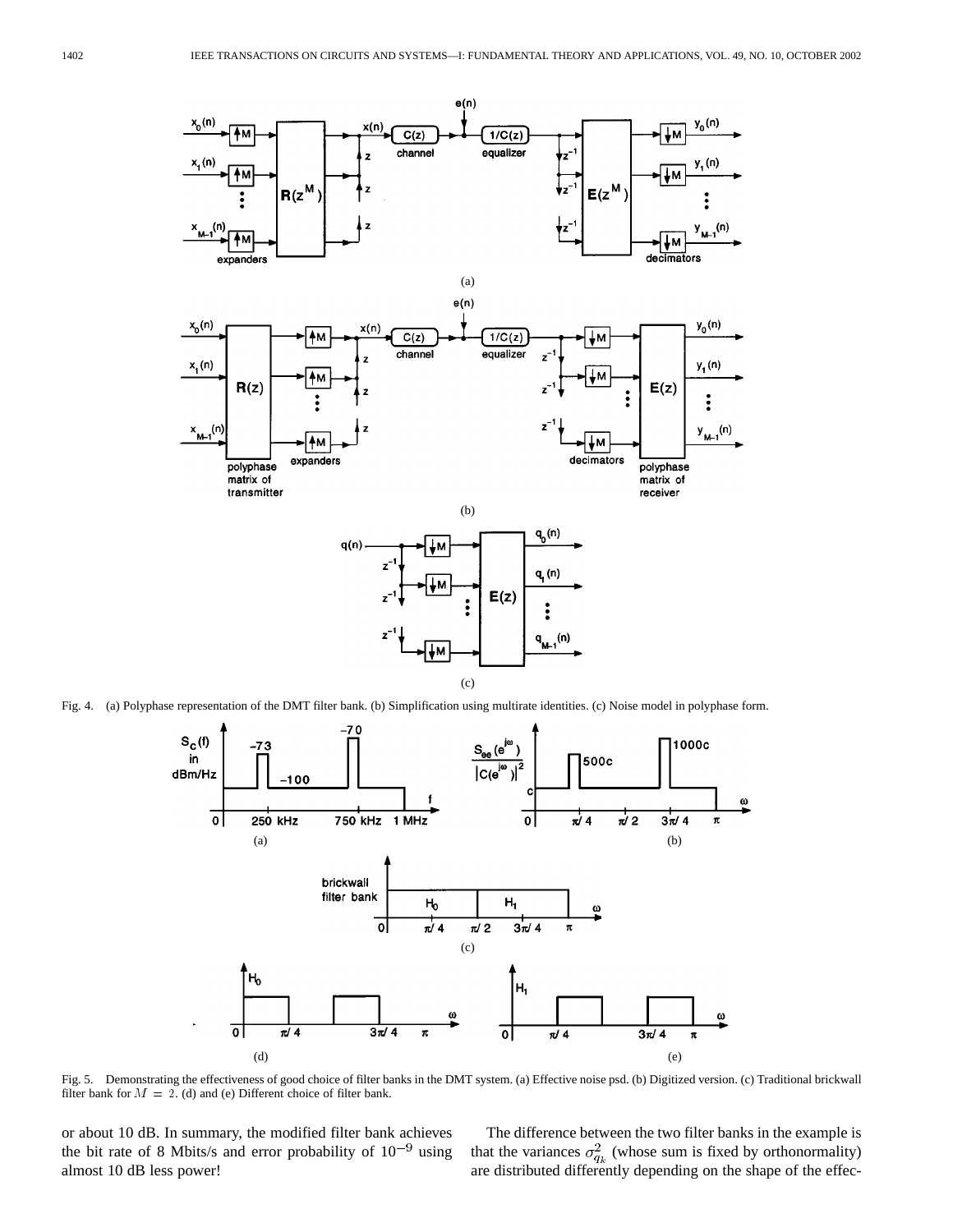Fig. 4. (a) Polyphase representation of the DMT filter bank. (b) Simplification using multirate identities. (c) Noise model in polyphase form.

Fig. 5. Demonstrating the effectiveness of good choice of filter banks in the DMT system. (a) Effective noise psd. (b) Digitized version. (c) Traditional brickwall filter bank for $M = 2$. (d) and (e) Different choice of filter bank.

or about 10 dB. In summary, the modified filter bank achieves the bit rate of 8 Mbits/s and error probability of $10^{-9}$ using almost 10 dB less power!

The difference between the two filter banks in the example is that the variances $\sigma_{q_k}^2$ (whose sum is fixed by orthonormality) are distributed differently depending on the shape of the effec-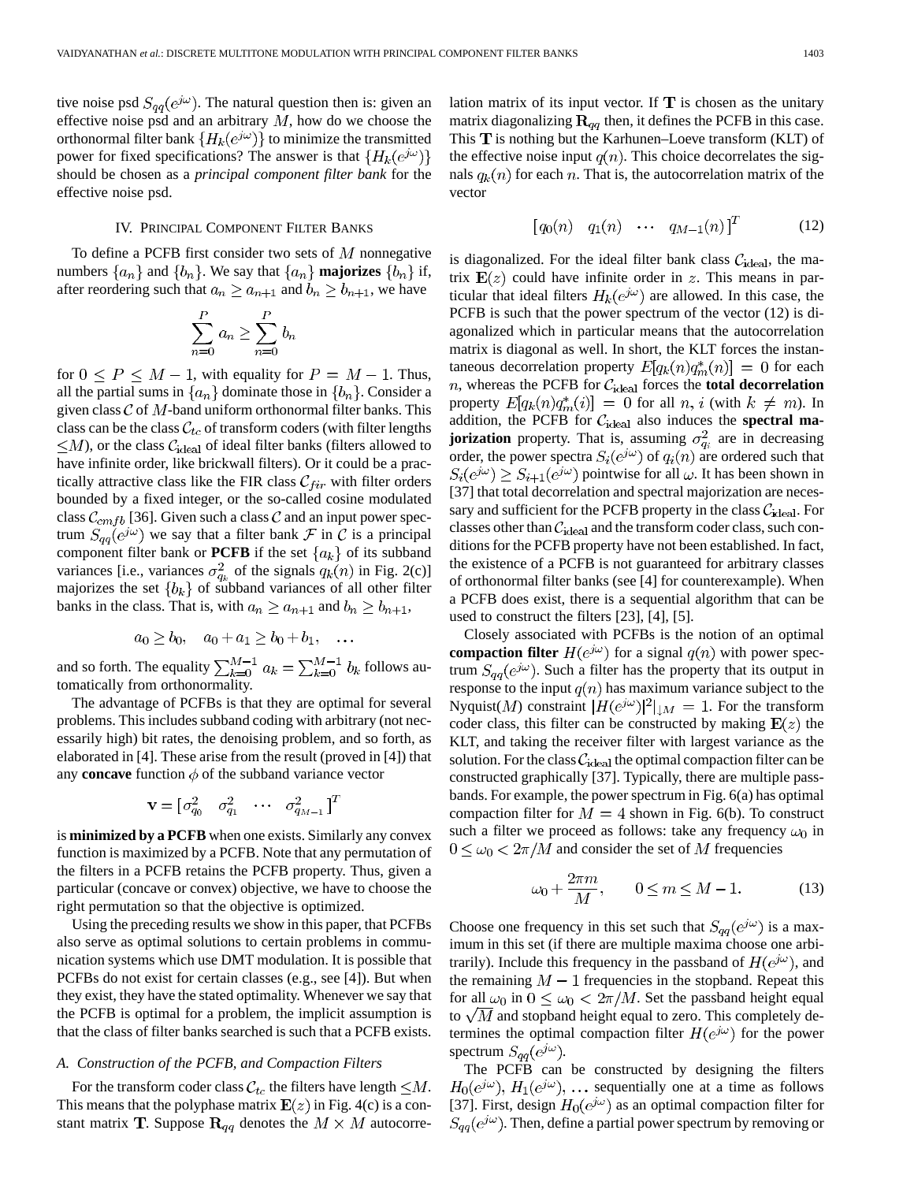tive noise psd $S_{qq}(e^{j\omega})$. The natural question then is: given an effective noise psd and an arbitrary $M$, how do we choose the orthonormal filter bank $\{H_k(e^{j\omega})\}$ to minimize the transmitted power for fixed specifications? The answer is that $\{H_k(e^{j\omega})\}$ should be chosen as a *principal component filter bank* for the effective noise psd.

## IV. Principal Component Filter Banks

To define a PCFB first consider two sets of $M$ nonnegative numbers $\{a_n\}$ and $\{b_n\}$. We say that $\{a_n\}$ **majorizes** $\{b_n\}$ if, after reordering such that $a_n \geq a_{n+1}$ and $b_n \geq b_{n+1}$, we have

$$\sum_{n=0}^{P} a_n \geq \sum_{n=0}^{P} b_n$$

for $0 \leq P \leq M-1$, with equality for $P = M-1$. Thus, all the partial sums in $\{a_n\}$ dominate those in $\{b_n\}$. Consider a given class $\mathcal{C}$ of $M$-band uniform orthonormal filter banks. This class can be the class $\mathcal{C}_{tc}$ of transform coders (with filter lengths $\leq M$), or the class $\mathcal{C}_{\text{ideal}}$ of ideal filter banks (filters allowed to have infinite order, like brickwall filters). Or it could be a practically attractive class like the FIR class $\mathcal{C}_{fir}$ with filter orders bounded by a fixed integer, or the so-called cosine modulated class $\mathcal{C}_{cmfb}$ [36]. Given such a class $\mathcal{C}$ and an input power spectrum $S_{qq}(e^{j\omega})$ we say that a filter bank $\mathcal{F}$ in $\mathcal{C}$ is a principal component filter bank or **PCFB** if the set $\{a_k\}$ of its subband variances [i.e., variances $\sigma_{q_k}^2$ of the signals $q_k(n)$ in Fig. 2(c)] majorizes the set $\{b_k\}$ of subband variances of all other filter banks in the class. That is, with $a_n \geq a_{n+1}$ and $b_n \geq b_{n+1}$,

$$a_0 \geq b_0, \quad a_0 + a_1 \geq b_0 + b_1, \quad \ldots$$

and so forth. The equality $\sum_{k=0}^{M-1} a_k = \sum_{k=0}^{M-1} b_k$ follows automatically from orthonormality.

The advantage of PCFBs is that they are optimal for several problems. This includes subband coding with arbitrary (not necessarily high) bit rates, the denoising problem, and so forth, as elaborated in [4]. These arise from the result (proved in [4]) that any **concave** function $\phi$ of the subband variance vector

$$\mathbf{v} = [\sigma_{q_0}^2 \quad \sigma_{q_1}^2 \quad \cdots \quad \sigma_{q_{M-1}}^2]^T$$

is **minimized by a PCFB** when one exists. Similarly any convex function is maximized by a PCFB. Note that any permutation of the filters in a PCFB retains the PCFB property. Thus, given a particular (concave or convex) objective, we have to choose the right permutation so that the objective is optimized.

Using the preceding results we show in this paper, that PCFBs also serve as optimal solutions to certain problems in communication systems which use DMT modulation. It is possible that PCFBs do not exist for certain classes (e.g., see [4]). But when they exist, they have the stated optimality. Whenever we say that the PCFB is optimal for a problem, the implicit assumption is that the class of filter banks searched is such that a PCFB exists.

### A. Construction of the PCFB, and Compaction Filters

For the transform coder class $\mathcal{C}_{tc}$ the filters have length $\leq M$. This means that the polyphase matrix $\mathbf{E}(z)$ in Fig. 4(c) is a constant matrix $\mathbf{T}$. Suppose $\mathbf{R}_{qq}$ denotes the $M \times M$ autocorrelation matrix of its input vector. If $\mathbf{T}$ is chosen as the unitary matrix diagonalizing $\mathbf{R}_{qq}$ then, it defines the PCFB in this case. This $\mathbf{T}$ is nothing but the Karhunen–Loeve transform (KLT) of the effective noise input $q(n)$. This choice decorrelates the signals $q_k(n)$ for each $n$. That is, the autocorrelation matrix of the vector

$$[q_0(n) \quad q_1(n) \quad \cdots \quad q_{M-1}(n)]^T \tag{12}$$

is diagonalized. For the ideal filter bank class $\mathcal{C}_{\text{ideal}}$, the matrix $\mathbf{E}(z)$ could have infinite order in $z$. This means in particular that ideal filters $H_k(e^{j\omega})$ are allowed. In this case, the PCFB is such that the power spectrum of the vector (12) is diagonalized which in particular means that the autocorrelation matrix is diagonal as well. In short, the KLT forces the instantaneous decorrelation property $E[q_k(n)q_m^*(n)] = 0$ for each $n$, whereas the PCFB for $\mathcal{C}_{\text{ideal}}$ forces the **total decorrelation** property $E[q_k(n)q_m^*(i)] = 0$ for all $n, i$ (with $k \neq m$). In addition, the PCFB for $\mathcal{C}_{\text{ideal}}$ also induces the **spectral majorization** property. That is, assuming $\sigma_{q_i}^2$ are in decreasing order, the power spectra $S_i(e^{j\omega})$ of $q_i(n)$ are ordered such that $S_i(e^{j\omega}) \geq S_{i+1}(e^{j\omega})$ pointwise for all $\omega$. It has been shown in [37] that total decorrelation and spectral majorization are necessary and sufficient for the PCFB property in the class $\mathcal{C}_{\text{ideal}}$. For classes other than $\mathcal{C}_{\text{ideal}}$ and the transform coder class, such conditions for the PCFB property have not been established. In fact, the existence of a PCFB is not guaranteed for arbitrary classes of orthonormal filter banks (see [4] for counterexample). When a PCFB does exist, there is a sequential algorithm that can be used to construct the filters [23], [4], [5].

Closely associated with PCFBs is the notion of an optimal **compaction filter** $H(e^{j\omega})$ for a signal $q(n)$ with power spectrum $S_{qq}(e^{j\omega})$. Such a filter has the property that its output in response to the input $q(n)$ has maximum variance subject to the Nyquist($M$) constraint $|H(e^{j\omega})|^2|_{\downarrow M} = 1$. For the transform coder class, this filter can be constructed by making $\mathbf{E}(z)$ the KLT, and taking the receiver filter with largest variance as the solution. For the class $\mathcal{C}_{\text{ideal}}$ the optimal compaction filter can be constructed graphically [37]. Typically, there are multiple passbands. For example, the power spectrum in Fig. 6(a) has optimal compaction filter for $M = 4$ shown in Fig. 6(b). To construct such a filter we proceed as follows: take any frequency $\omega_0$ in $0 \leq \omega_0 < 2\pi/M$ and consider the set of $M$ frequencies

$$\omega_0 + \frac{2\pi m}{M}, \qquad 0 \leq m \leq M-1. \tag{13}$$

Choose one frequency in this set such that $S_{qq}(e^{j\omega})$ is a maximum in this set (if there are multiple maxima choose one arbitrarily). Include this frequency in the passband of $H(e^{j\omega})$, and the remaining $M-1$ frequencies in the stopband. Repeat this for all $\omega_0$ in $0 \leq \omega_0 < 2\pi/M$. Set the passband height equal to $\sqrt{M}$ and stopband height equal to zero. This completely determines the optimal compaction filter $H(e^{j\omega})$ for the power spectrum $S_{qq}(e^{j\omega})$.

The PCFB can be constructed by designing the filters $H_0(e^{j\omega})$, $H_1(e^{j\omega})$, $\ldots$ sequentially one at a time as follows [37]. First, design $H_0(e^{j\omega})$ as an optimal compaction filter for $S_{qq}(e^{j\omega})$. Then, define a partial power spectrum by removing or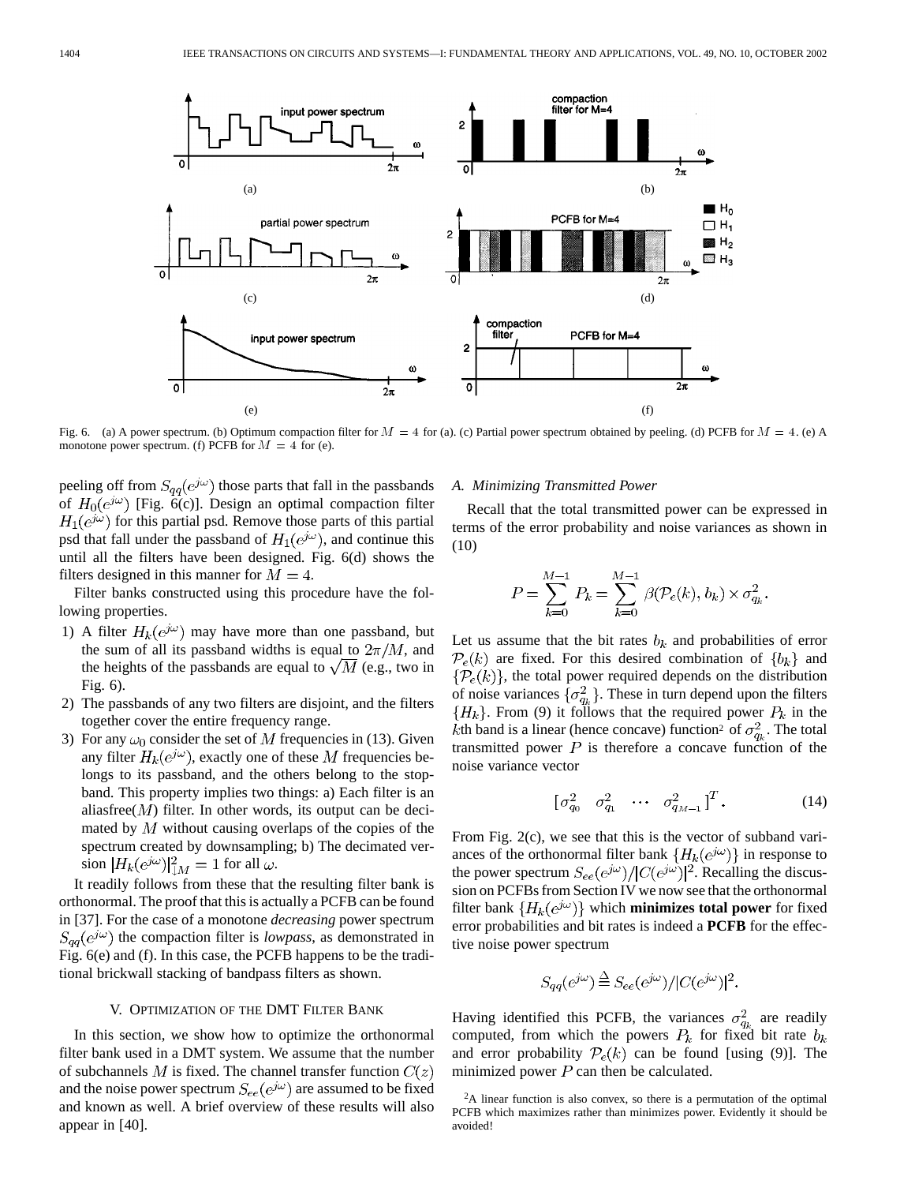Fig. 6. (a) A power spectrum. (b) Optimum compaction filter for $M = 4$ for (a). (c) Partial power spectrum obtained by peeling. (d) PCFB for $M = 4$. (e) A monotone power spectrum. (f) PCFB for $M = 4$ for (e).

peeling off from $S_{qq}(e^{j\omega})$ those parts that fall in the passbands of $H_0(e^{j\omega})$ [Fig. 6(c)]. Design an optimal compaction filter $H_1(e^{j\omega})$ for this partial psd. Remove those parts of this partial psd that fall under the passband of $H_1(e^{j\omega})$, and continue this until all the filters have been designed. Fig. 6(d) shows the filters designed in this manner for $M = 4$.

Filter banks constructed using this procedure have the following properties.

1) A filter $H_k(e^{j\omega})$ may have more than one passband, but the sum of all its passband widths is equal to $2\pi/M$, and the heights of the passbands are equal to $\sqrt{M}$ (e.g., two in Fig. 6).
2) The passbands of any two filters are disjoint, and the filters together cover the entire frequency range.
3) For any $\omega_0$ consider the set of $M$ frequencies in (13). Given any filter $H_k(e^{j\omega})$, exactly one of these $M$ frequencies belongs to its passband, and the others belong to the stopband. This property implies two things: a) Each filter is an aliasfree($M$) filter. In other words, its output can be decimated by $M$ without causing overlaps of the copies of the spectrum created by downsampling; b) The decimated version $|H_k(e^{j\omega})|^2_{\downarrow M} = 1$ for all $\omega$.

It readily follows from these that the resulting filter bank is orthonormal. The proof that this is actually a PCFB can be found in [37]. For the case of a monotone *decreasing* power spectrum $S_{qq}(e^{j\omega})$ the compaction filter is *lowpass*, as demonstrated in Fig. 6(e) and (f). In this case, the PCFB happens to be the traditional brickwall stacking of bandpass filters as shown.

## V. Optimization of the DMT Filter Bank

In this section, we show how to optimize the orthonormal filter bank used in a DMT system. We assume that the number of subchannels $M$ is fixed. The channel transfer function $C(z)$ and the noise power spectrum $S_{ee}(e^{j\omega})$ are assumed to be fixed and known as well. A brief overview of these results will also appear in [40].

### A. Minimizing Transmitted Power

Recall that the total transmitted power can be expressed in terms of the error probability and noise variances as shown in (10)

$$P = \sum_{k=0}^{M-1} P_k = \sum_{k=0}^{M-1} \beta(\mathcal{P}_e(k), b_k) \times \sigma^2_{q_k}.$$

Let us assume that the bit rates $b_k$ and probabilities of error $\mathcal{P}_e(k)$ are fixed. For this desired combination of $\{b_k\}$ and $\{\mathcal{P}_e(k)\}$, the total power required depends on the distribution of noise variances $\{\sigma^2_{q_k}\}$. These in turn depend upon the filters $\{H_k\}$. From (9) it follows that the required power $P_k$ in the $k$th band is a linear (hence concave) function[2] of $\sigma^2_{q_k}$. The total transmitted power $P$ is therefore a concave function of the noise variance vector

$$[\sigma^2_{q_0} \quad \sigma^2_{q_1} \quad \cdots \quad \sigma^2_{q_{M-1}}]^T. \tag{14}$$

From Fig. 2(c), we see that this is the vector of subband variances of the orthonormal filter bank $\{H_k(e^{j\omega})\}$ in response to the power spectrum $S_{ee}(e^{j\omega})/|C(e^{j\omega})|^2$. Recalling the discussion on PCFBs from Section IV we now see that the orthonormal filter bank $\{H_k(e^{j\omega})\}$ which **minimizes total power** for fixed error probabilities and bit rates is indeed a **PCFB** for the effective noise power spectrum

$$S_{qq}(e^{j\omega}) \triangleq S_{ee}(e^{j\omega})/|C(e^{j\omega})|^2.$$

Having identified this PCFB, the variances $\sigma^2_{q_k}$ are readily computed, from which the powers $P_k$ for fixed bit rate $b_k$ and error probability $\mathcal{P}_e(k)$ can be found [using (9)]. The minimized power $P$ can then be calculated.

[2] A linear function is also convex, so there is a permutation of the optimal PCFB which maximizes rather than minimizes power. Evidently it should be avoided!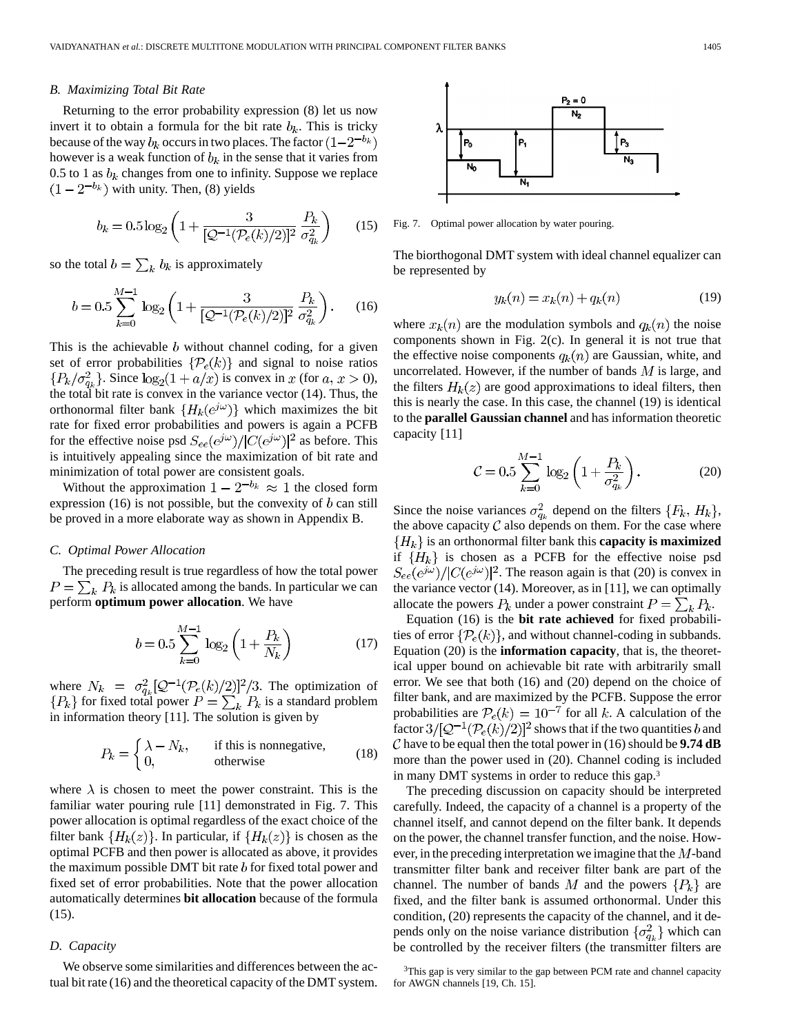### B. Maximizing Total Bit Rate

Returning to the error probability expression (8) let us now invert it to obtain a formula for the bit rate $b_k$. This is tricky because of the way $b_k$ occurs in two places. The factor $(1-2^{-b_k})$ however is a weak function of $b_k$ in the sense that it varies from 0.5 to 1 as $b_k$ changes from one to infinity. Suppose we replace $(1-2^{-b_k})$ with unity. Then, (8) yields

$$b_k = 0.5 \log_2 \left(1 + \frac{3}{[\mathcal{Q}^{-1}(\mathcal{P}_e(k)/2)]^2} \frac{P_k}{\sigma_{q_k}^2}\right) \tag{15}$$

so the total $b = \sum_k b_k$ is approximately

$$b = 0.5 \sum_{k=0}^{M-1} \log_2 \left(1 + \frac{3}{[\mathcal{Q}^{-1}(\mathcal{P}_e(k)/2)]^2} \frac{P_k}{\sigma_{q_k}^2}\right). \tag{16}$$

This is the achievable $b$ without channel coding, for a given set of error probabilities $\{\mathcal{P}_e(k)\}$ and signal to noise ratios $\{P_k/\sigma_{q_k}^2\}$. Since $\log_2(1 + a/x)$ is convex in $x$ (for $a, x > 0$), the total bit rate is convex in the variance vector (14). Thus, the orthonormal filter bank $\{H_k(e^{j\omega})\}$ which maximizes the bit rate for fixed error probabilities and powers is again a PCFB for the effective noise psd $S_{ee}(e^{j\omega})/|C(e^{j\omega})|^2$ as before. This is intuitively appealing since the maximization of bit rate and minimization of total power are consistent goals.

Without the approximation $1 - 2^{-b_k} \approx 1$ the closed form expression (16) is not possible, but the convexity of $b$ can still be proved in a more elaborate way as shown in Appendix B.

### C. Optimal Power Allocation

The preceding result is true regardless of how the total power $P = \sum_k P_k$ is allocated among the bands. In particular we can perform **optimum power allocation**. We have

$$b = 0.5 \sum_{k=0}^{M-1} \log_2 \left(1 + \frac{P_k}{N_k}\right) \tag{17}$$

where $N_k = \sigma_{q_k}^2 [\mathcal{Q}^{-1}(\mathcal{P}_e(k)/2)]^2/3$. The optimization of $\{P_k\}$ for fixed total power $P = \sum_k P_k$ is a standard problem in information theory [11]. The solution is given by

$$P_k = \begin{cases} \lambda - N_k, & \text{if this is nonnegative,} \\ 0, & \text{otherwise} \end{cases} \tag{18}$$

where $\lambda$ is chosen to meet the power constraint. This is the familiar water pouring rule [11] demonstrated in Fig. 7. This power allocation is optimal regardless of the exact choice of the filter bank $\{H_k(z)\}$. In particular, if $\{H_k(z)\}$ is chosen as the optimal PCFB and then power is allocated as above, it provides the maximum possible DMT bit rate $b$ for fixed total power and fixed set of error probabilities. Note that the power allocation automatically determines **bit allocation** because of the formula (15).

### D. Capacity

We observe some similarities and differences between the actual bit rate (16) and the theoretical capacity of the DMT system.

Fig. 7. Optimal power allocation by water pouring.

The biorthogonal DMT system with ideal channel equalizer can be represented by

$$y_k(n) = x_k(n) + q_k(n) \tag{19}$$

where $x_k(n)$ are the modulation symbols and $q_k(n)$ the noise components shown in Fig. 2(c). In general it is not true that the effective noise components $q_k(n)$ are Gaussian, white, and uncorrelated. However, if the number of bands $M$ is large, and the filters $H_k(z)$ are good approximations to ideal filters, then this is nearly the case. In this case, the channel (19) is identical to the **parallel Gaussian channel** and has information theoretic capacity [11]

$$\mathcal{C} = 0.5 \sum_{k=0}^{M-1} \log_2 \left(1 + \frac{P_k}{\sigma_{q_k}^2}\right). \tag{20}$$

Since the noise variances $\sigma_{q_k}^2$ depend on the filters $\{F_k, H_k\}$, the above capacity $\mathcal{C}$ also depends on them. For the case where $\{H_k\}$ is an orthonormal filter bank this **capacity is maximized** if $\{H_k\}$ is chosen as a PCFB for the effective noise psd $S_{ee}(e^{j\omega})/|C(e^{j\omega})|^2$. The reason again is that (20) is convex in the variance vector (14). Moreover, as in [11], we can optimally allocate the powers $P_k$ under a power constraint $P = \sum_k P_k$.

Equation (16) is the **bit rate achieved** for fixed probabilities of error $\{\mathcal{P}_e(k)\}$, and without channel-coding in subbands. Equation (20) is the **information capacity**, that is, the theoretical upper bound on achievable bit rate with arbitrarily small error. We see that both (16) and (20) depend on the choice of filter bank, and are maximized by the PCFB. Suppose the error probabilities are $\mathcal{P}_e(k) = 10^{-7}$ for all $k$. A calculation of the factor $3/[\mathcal{Q}^{-1}(\mathcal{P}_e(k)/2)]^2$ shows that if the two quantities $b$ and $\mathcal{C}$ have to be equal then the total power in (16) should be **9.74 dB** more than the power used in (20). Channel coding is included in many DMT systems in order to reduce this gap.[3]

The preceding discussion on capacity should be interpreted carefully. Indeed, the capacity of a channel is a property of the channel itself, and cannot depend on the filter bank. It depends on the power, the channel transfer function, and the noise. However, in the preceding interpretation we imagine that the $M$-band transmitter filter bank and receiver filter bank are part of the channel. The number of bands $M$ and the powers $\{P_k\}$ are fixed, and the filter bank is assumed orthonormal. Under this condition, (20) represents the capacity of the channel, and it depends only on the noise variance distribution $\{\sigma_{q_k}^2\}$ which can be controlled by the receiver filters (the transmitter filters are

[3]This gap is very similar to the gap between PCM rate and channel capacity for AWGN channels [19, Ch. 15].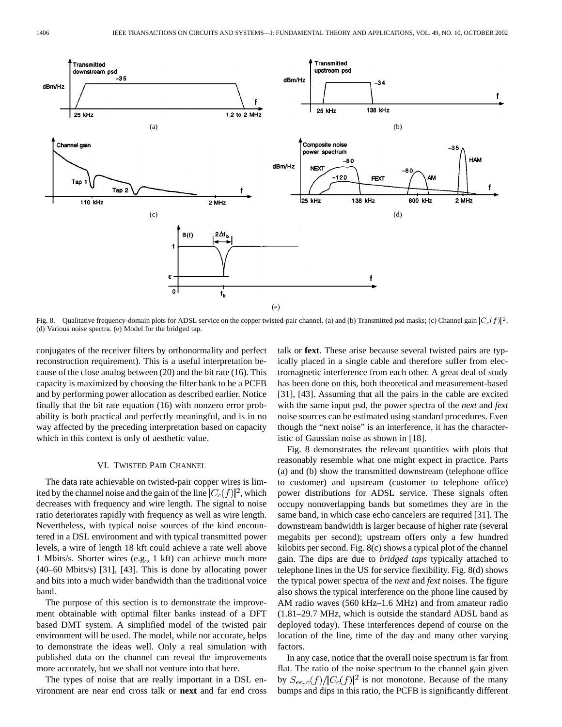Fig. 8. Qualitative frequency-domain plots for ADSL service on the copper twisted-pair channel. (a) and (b) Transmitted psd masks; (c) Channel gain $|C_c(f)|^2$. (d) Various noise spectra. (e) Model for the bridged tap.

conjugates of the receiver filters by orthonormality and perfect reconstruction requirement). This is a useful interpretation because of the close analog between (20) and the bit rate (16). This capacity is maximized by choosing the filter bank to be a PCFB and by performing power allocation as described earlier. Notice finally that the bit rate equation (16) with nonzero error probability is both practical and perfectly meaningful, and is in no way affected by the preceding interpretation based on capacity which in this context is only of aesthetic value.

## VI. Twisted Pair Channel

The data rate achievable on twisted-pair copper wires is limited by the channel noise and the gain of the line $|C_c(f)|^2$, which decreases with frequency and wire length. The signal to noise ratio deteriorates rapidly with frequency as well as wire length. Nevertheless, with typical noise sources of the kind encountered in a DSL environment and with typical transmitted power levels, a wire of length 18 kft could achieve a rate well above 1 Mbits/s. Shorter wires (e.g., 1 kft) can achieve much more (40–60 Mbits/s) [31], [43]. This is done by allocating power and bits into a much wider bandwidth than the traditional voice band.

The purpose of this section is to demonstrate the improvement obtainable with optimal filter banks instead of a DFT based DMT system. A simplified model of the twisted pair environment will be used. The model, while not accurate, helps to demonstrate the ideas well. Only a real simulation with published data on the channel can reveal the improvements more accurately, but we shall not venture into that here.

The types of noise that are really important in a DSL environment are near end cross talk or **next** and far end cross talk or **fext**. These arise because several twisted pairs are typically placed in a single cable and therefore suffer from electromagnetic interference from each other. A great deal of study has been done on this, both theoretical and measurement-based [31], [43]. Assuming that all the pairs in the cable are excited with the same input psd, the power spectra of the *next* and *fext* noise sources can be estimated using standard procedures. Even though the "next noise" is an interference, it has the characteristic of Gaussian noise as shown in [18].

Fig. 8 demonstrates the relevant quantities with plots that reasonably resemble what one might expect in practice. Parts (a) and (b) show the transmitted downstream (telephone office to customer) and upstream (customer to telephone office) power distributions for ADSL service. These signals often occupy nonoverlapping bands but sometimes they are in the same band, in which case echo cancelers are required [31]. The downstream bandwidth is larger because of higher rate (several megabits per second); upstream offers only a few hundred kilobits per second. Fig. 8(c) shows a typical plot of the channel gain. The dips are due to *bridged taps* typically attached to telephone lines in the US for service flexibility. Fig. 8(d) shows the typical power spectra of the *next* and *fext* noises. The figure also shows the typical interference on the phone line caused by AM radio waves (560 kHz–1.6 MHz) and from amateur radio (1.81–29.7 MHz, which is outside the standard ADSL band as deployed today). These interferences depend of course on the location of the line, time of the day and many other varying factors.

In any case, notice that the overall noise spectrum is far from flat. The ratio of the noise spectrum to the channel gain given by $S_{ee,c}(f)/|C_c(f)|^2$ is not monotone. Because of the many bumps and dips in this ratio, the PCFB is significantly different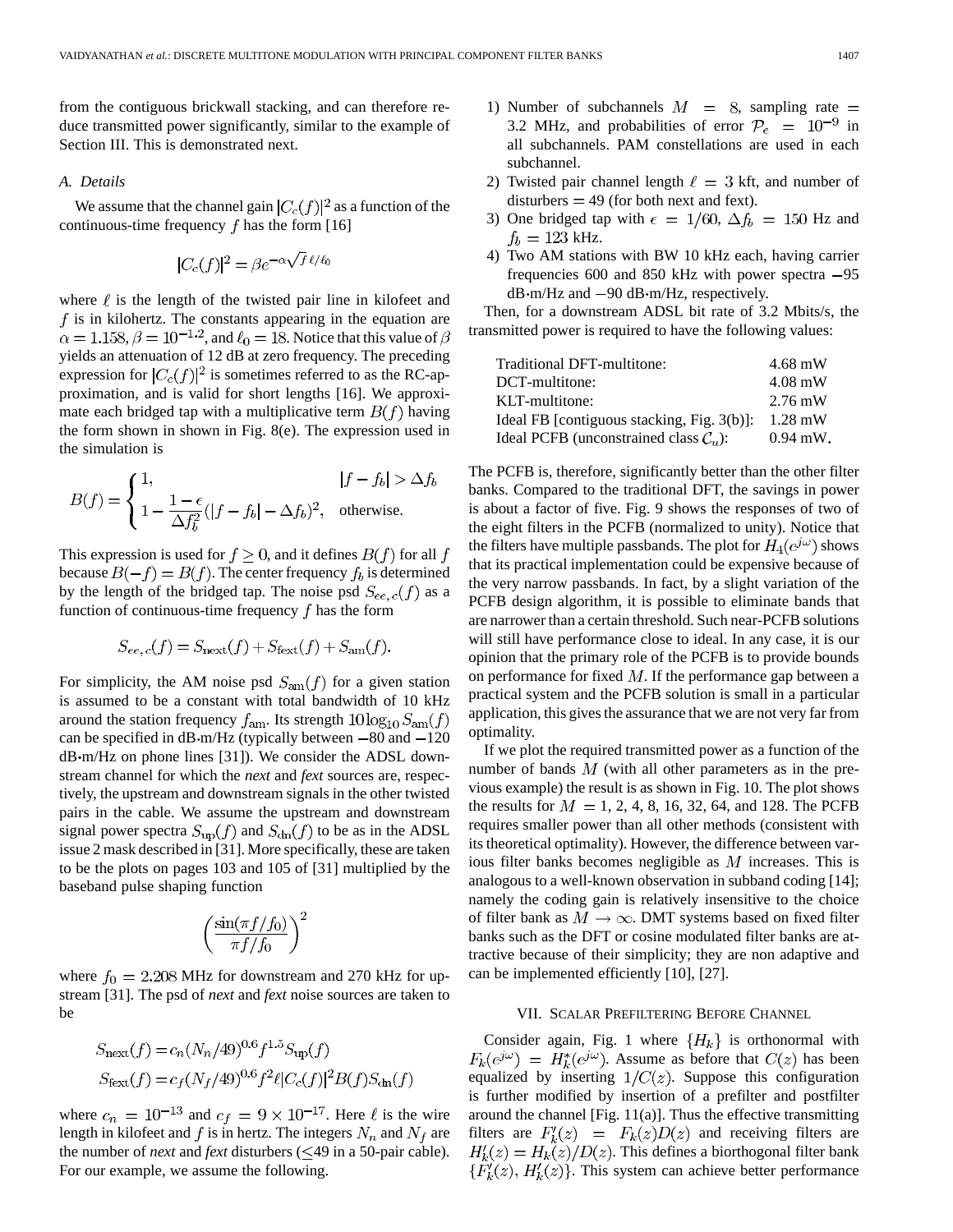from the contiguous brickwall stacking, and can therefore reduce transmitted power significantly, similar to the example of Section III. This is demonstrated next.

### A. Details

We assume that the channel gain $|C_c(f)|^2$ as a function of the continuous-time frequency $f$ has the form [16]

$$|C_c(f)|^2 = \beta e^{-\alpha\sqrt{f}\,\ell/\ell_0}$$

where $\ell$ is the length of the twisted pair line in kilofeet and $f$ is in kilohertz. The constants appearing in the equation are $\alpha = 1.158, \beta = 10^{-1.2}$, and $\ell_0 = 18$. Notice that this value of $\beta$ yields an attenuation of 12 dB at zero frequency. The preceding expression for $|C_c(f)|^2$ is sometimes referred to as the RC-approximation, and is valid for short lengths [16]. We approximate each bridged tap with a multiplicative term $B(f)$ having the form shown in shown in Fig. 8(e). The expression used in the simulation is

$$B(f) = \begin{cases} 1, & |f - f_b| > \Delta f_b \\ 1 - \dfrac{1-\epsilon}{\Delta f_b^2}(|f - f_b| - \Delta f_b)^2, & \text{otherwise.} \end{cases}$$

This expression is used for $f \geq 0$, and it defines $B(f)$ for all $f$ because $B(-f) = B(f)$. The center frequency $f_b$ is determined by the length of the bridged tap. The noise psd $S_{ee,c}(f)$ as a function of continuous-time frequency $f$ has the form

$$S_{ee,c}(f) = S_{\text{next}}(f) + S_{\text{fext}}(f) + S_{\text{am}}(f).$$

For simplicity, the AM noise psd $S_{\text{am}}(f)$ for a given station is assumed to be a constant with total bandwidth of 10 kHz around the station frequency $f_{\text{am}}$. Its strength $10\log_{10} S_{\text{am}}(f)$ can be specified in dB·m/Hz (typically between $-80$ and $-120$ dB·m/Hz on phone lines [31]). We consider the ADSL downstream channel for which the *next* and *fext* sources are, respectively, the upstream and downstream signals in the other twisted pairs in the cable. We assume the upstream and downstream signal power spectra $S_{\text{up}}(f)$ and $S_{\text{dn}}(f)$ to be as in the ADSL issue 2 mask described in [31]. More specifically, these are taken to be the plots on pages 103 and 105 of [31] multiplied by the baseband pulse shaping function

$$\left(\frac{\sin(\pi f/f_0)}{\pi f/f_0}\right)^2$$

where $f_0 = 2.208$ MHz for downstream and 270 kHz for upstream [31]. The psd of *next* and *fext* noise sources are taken to be

$$S_{\text{next}}(f) = c_n(N_n/49)^{0.6} f^{1.5} S_{\text{up}}(f)$$
$$S_{\text{fext}}(f) = c_f(N_f/49)^{0.6} f^2 \ell |C_c(f)|^2 B(f) S_{\text{dn}}(f)$$

where $c_n = 10^{-13}$ and $c_f = 9 \times 10^{-17}$. Here $\ell$ is the wire length in kilofeet and $f$ is in hertz. The integers $N_n$ and $N_f$ are the number of *next* and *fext* disturbers ($\leq$49 in a 50-pair cable). For our example, we assume the following.

1) Number of subchannels $M = 8$, sampling rate = 3.2 MHz, and probabilities of error $\mathcal{P}_e = 10^{-9}$ in all subchannels. PAM constellations are used in each subchannel.
2) Twisted pair channel length $\ell = 3$ kft, and number of disturbers = 49 (for both next and fext).
3) One bridged tap with $\epsilon = 1/60$, $\Delta f_b = 150$ Hz and $f_b = 123$ kHz.
4) Two AM stations with BW 10 kHz each, having carrier frequencies 600 and 850 kHz with power spectra $-95$ dB·m/Hz and $-90$ dB·m/Hz, respectively.

Then, for a downstream ADSL bit rate of 3.2 Mbits/s, the transmitted power is required to have the following values:

| | |
|---|---|
| Traditional DFT-multitone: | 4.68 mW |
| DCT-multitone: | 4.08 mW |
| KLT-multitone: | 2.76 mW |
| Ideal FB [contiguous stacking, Fig. 3(b)]: | 1.28 mW |
| Ideal PCFB (unconstrained class $\mathcal{C}_u$): | 0.94 mW. |

The PCFB is, therefore, significantly better than the other filter banks. Compared to the traditional DFT, the savings in power is about a factor of five. Fig. 9 shows the responses of two of the eight filters in the PCFB (normalized to unity). Notice that the filters have multiple passbands. The plot for $H_4(e^{j\omega})$ shows that its practical implementation could be expensive because of the very narrow passbands. In fact, by a slight variation of the PCFB design algorithm, it is possible to eliminate bands that are narrower than a certain threshold. Such near-PCFB solutions will still have performance close to ideal. In any case, it is our opinion that the primary role of the PCFB is to provide bounds on performance for fixed $M$. If the performance gap between a practical system and the PCFB solution is small in a particular application, this gives the assurance that we are not very far from optimality.

If we plot the required transmitted power as a function of the number of bands $M$ (with all other parameters as in the previous example) the result is as shown in Fig. 10. The plot shows the results for $M$ = 1, 2, 4, 8, 16, 32, 64, and 128. The PCFB requires smaller power than all other methods (consistent with its theoretical optimality). However, the difference between various filter banks becomes negligible as $M$ increases. This is analogous to a well-known observation in subband coding [14]; namely the coding gain is relatively insensitive to the choice of filter bank as $M \to \infty$. DMT systems based on fixed filter banks such as the DFT or cosine modulated filter banks are attractive because of their simplicity; they are non adaptive and can be implemented efficiently [10], [27].

## VII. Scalar Prefiltering Before Channel

Consider again, Fig. 1 where $\{H_k\}$ is orthonormal with $F_k(e^{j\omega}) = H_k^*(e^{j\omega})$. Assume as before that $C(z)$ has been equalized by inserting $1/C(z)$. Suppose this configuration is further modified by insertion of a prefilter and postfilter around the channel [Fig. 11(a)]. Thus the effective transmitting filters are $F_k'(z) = F_k(z)D(z)$ and receiving filters are $H_k'(z) = H_k(z)/D(z)$. This defines a biorthogonal filter bank $\{F_k'(z), H_k'(z)\}$. This system can achieve better performance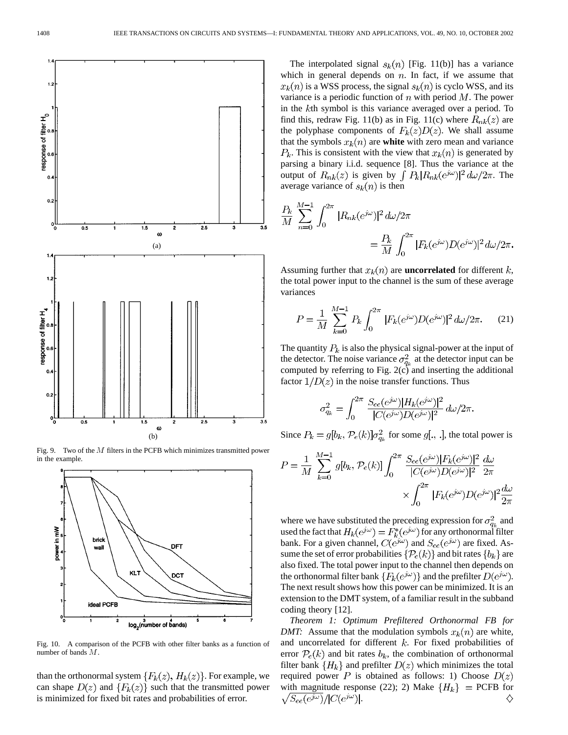Fig. 9. Two of the $M$ filters in the PCFB which minimizes transmitted power in the example.

Fig. 10. A comparison of the PCFB with other filter banks as a function of number of bands $M$.

than the orthonormal system $\{F_k(z), H_k(z)\}$. For example, we can shape $D(z)$ and $\{F_k(z)\}$ such that the transmitted power is minimized for fixed bit rates and probabilities of error.

The interpolated signal $s_k(n)$ [Fig. 11(b)] has a variance which in general depends on $n$. In fact, if we assume that $x_k(n)$ is a WSS process, the signal $s_k(n)$ is cyclo WSS, and its variance is a periodic function of $n$ with period $M$. The power in the $k$th symbol is this variance averaged over a period. To find this, redraw Fig. 11(b) as in Fig. 11(c) where $R_{nk}(z)$ are the polyphase components of $F_k(z)D(z)$. We shall assume that the symbols $x_k(n)$ are **white** with zero mean and variance $P_k$. This is consistent with the view that $x_k(n)$ is generated by parsing a binary i.i.d. sequence [8]. Thus the variance at the output of $R_{nk}(z)$ is given by $\int P_k |R_{nk}(e^{j\omega})|^2 \, d\omega/2\pi$. The average variance of $s_k(n)$ is then

$$\frac{P_k}{M} \sum_{n=0}^{M-1} \int_0^{2\pi} |R_{nk}(e^{j\omega})|^2 \, d\omega/2\pi = \frac{P_k}{M} \int_0^{2\pi} |F_k(e^{j\omega})D(e^{j\omega})|^2 \, d\omega/2\pi.$$

Assuming further that $x_k(n)$ are **uncorrelated** for different $k$, the total power input to the channel is the sum of these average variances

$$P = \frac{1}{M} \sum_{k=0}^{M-1} P_k \int_0^{2\pi} |F_k(e^{j\omega})D(e^{j\omega})|^2 \, d\omega/2\pi. \tag{21}$$

The quantity $P_k$ is also the physical signal-power at the input of the detector. The noise variance $\sigma_{q_k}^2$ at the detector input can be computed by referring to Fig. 2(c) and inserting the additional factor $1/D(z)$ in the noise transfer functions. Thus

$$\sigma_{q_k}^2 = \int_0^{2\pi} \frac{S_{ee}(e^{j\omega})|H_k(e^{j\omega})|^2}{|C(e^{j\omega})D(e^{j\omega})|^2} \, d\omega/2\pi.$$

Since $P_k = g[b_k, \mathcal{P}_e(k)]\sigma_{q_k}^2$ for some $g[.,.]$, the total power is

$$P = \frac{1}{M} \sum_{k=0}^{M-1} g[b_k, \mathcal{P}_e(k)] \int_0^{2\pi} \frac{S_{ee}(e^{j\omega})|F_k(e^{j\omega})|^2}{|C(e^{j\omega})D(e^{j\omega})|^2} \frac{d\omega}{2\pi} \times \int_0^{2\pi} |F_k(e^{j\omega})D(e^{j\omega})|^2 \frac{d\omega}{2\pi}$$

where we have substituted the preceding expression for $\sigma_{q_k}^2$ and used the fact that $H_k(e^{j\omega}) = F_k^*(e^{j\omega})$ for any orthonormal filter bank. For a given channel, $C(e^{j\omega})$ and $S_{ee}(e^{j\omega})$ are fixed. Assume the set of error probabilities $\{\mathcal{P}_e(k)\}$ and bit rates $\{b_k\}$ are also fixed. The total power input to the channel then depends on the orthonormal filter bank $\{F_k(e^{j\omega})\}$ and the prefilter $D(e^{j\omega})$. The next result shows how this power can be minimized. It is an extension to the DMT system, of a familiar result in the subband coding theory [12].

*Theorem 1: Optimum Prefiltered Orthonormal FB for DMT:* Assume that the modulation symbols $x_k(n)$ are white, and uncorrelated for different $k$. For fixed probabilities of error $\mathcal{P}_e(k)$ and bit rates $b_k$, the combination of orthonormal filter bank $\{H_k\}$ and prefilter $D(z)$ which minimizes the total required power $P$ is obtained as follows: 1) Choose $D(z)$ with magnitude response (22); 2) Make $\{H_k\}$ = PCFB for $\sqrt{S_{ee}(e^{j\omega})}/|C(e^{j\omega})|$. $\diamond$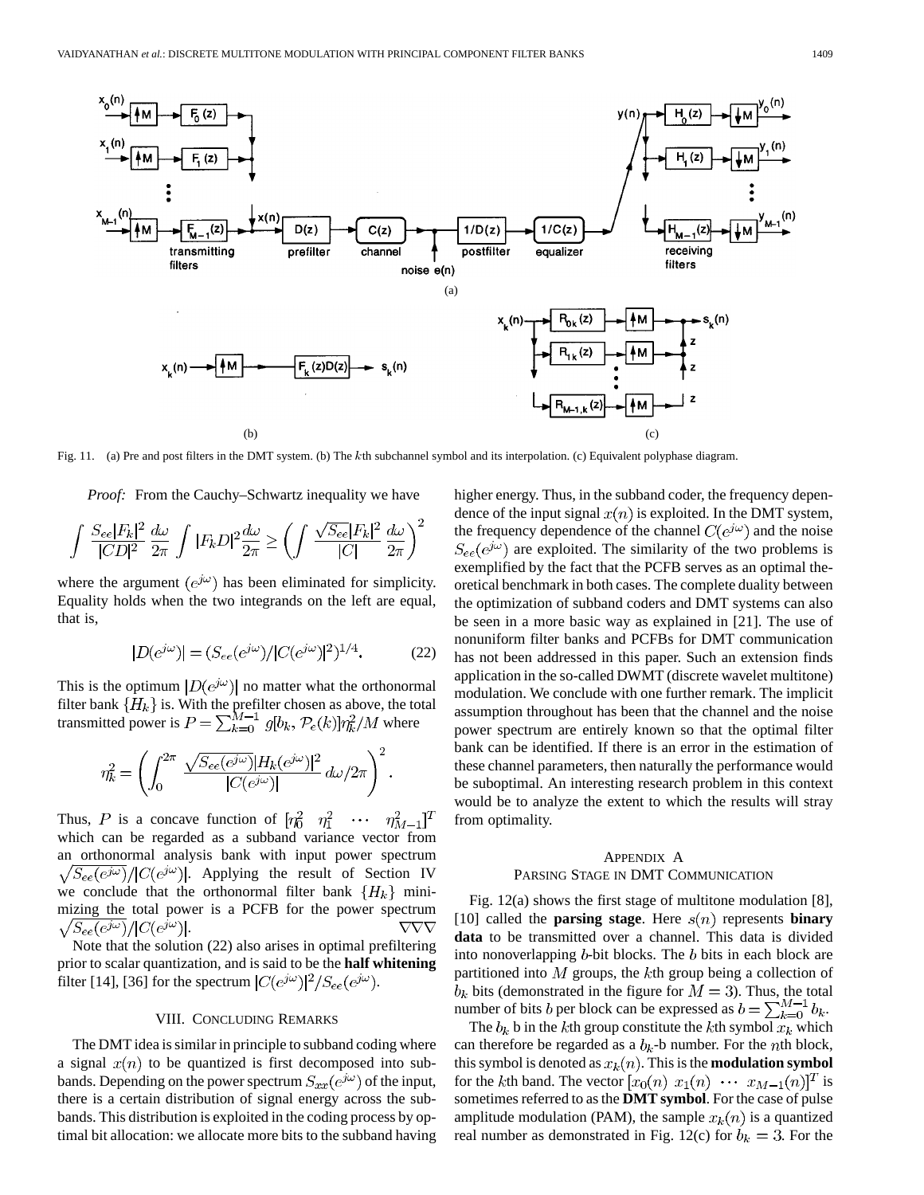Fig. 11. (a) Pre and post filters in the DMT system. (b) The $k$th subchannel symbol and its interpolation. (c) Equivalent polyphase diagram.

*Proof:* From the Cauchy–Schwartz inequality we have

$$\int \frac{S_{ee}|F_k|^2}{|CD|^2}\frac{d\omega}{2\pi}\int |F_kD|^2\frac{d\omega}{2\pi} \geq \left(\int \frac{\sqrt{S_{ee}}|F_k|^2}{|C|}\frac{d\omega}{2\pi}\right)^2$$

where the argument $(e^{j\omega})$ has been eliminated for simplicity. Equality holds when the two integrands on the left are equal, that is,

$$|D(e^{j\omega})| = (S_{ee}(e^{j\omega})/|C(e^{j\omega})|^2)^{1/4}. \tag{22}$$

This is the optimum $|D(e^{j\omega})|$ no matter what the orthonormal filter bank $\{H_k\}$ is. With the prefilter chosen as above, the total transmitted power is $P = \sum_{k=0}^{M-1} g[b_k, \mathcal{P}_e(k)]\eta_k^2/M$ where

$$\eta_k^2 = \left(\int_0^{2\pi} \frac{\sqrt{S_{ee}(e^{j\omega})}|H_k(e^{j\omega})|^2}{|C(e^{j\omega})|}\, d\omega/2\pi\right)^2.$$

Thus, $P$ is a concave function of $[\eta_0^2 \quad \eta_1^2 \quad \cdots \quad \eta_{M-1}^2]^T$ which can be regarded as a subband variance vector from an orthonormal analysis bank with input power spectrum $\sqrt{S_{ee}(e^{j\omega})}/|C(e^{j\omega})|$. Applying the result of Section IV we conclude that the orthonormal filter bank $\{H_k\}$ minimizing the total power is a PCFB for the power spectrum $\sqrt{S_{ee}(e^{j\omega})}/|C(e^{j\omega})|$. $\nabla\nabla\nabla$

Note that the solution (22) also arises in optimal prefiltering prior to scalar quantization, and is said to be the **half whitening** filter [14], [36] for the spectrum $|C(e^{j\omega})|^2/S_{ee}(e^{j\omega})$.

## VIII. Concluding Remarks

The DMT idea is similar in principle to subband coding where a signal $x(n)$ to be quantized is first decomposed into subbands. Depending on the power spectrum $S_{xx}(e^{j\omega})$ of the input, there is a certain distribution of signal energy across the subbands. This distribution is exploited in the coding process by optimal bit allocation: we allocate more bits to the subband having higher energy. Thus, in the subband coder, the frequency dependence of the input signal $x(n)$ is exploited. In the DMT system, the frequency dependence of the channel $C(e^{j\omega})$ and the noise $S_{ee}(e^{j\omega})$ are exploited. The similarity of the two problems is exemplified by the fact that the PCFB serves as an optimal theoretical benchmark in both cases. The complete duality between the optimization of subband coders and DMT systems can also be seen in a more basic way as explained in [21]. The use of nonuniform filter banks and PCFBs for DMT communication has not been addressed in this paper. Such an extension finds application in the so-called DWMT (discrete wavelet multitone) modulation. We conclude with one further remark. The implicit assumption throughout has been that the channel and the noise power spectrum are entirely known so that the optimal filter bank can be identified. If there is an error in the estimation of these channel parameters, then naturally the performance would be suboptimal. An interesting research problem in this context would be to analyze the extent to which the results will stray from optimality.

## Appendix A
## Parsing Stage in DMT Communication

Fig. 12(a) shows the first stage of multitone modulation [8], [10] called the **parsing stage**. Here $s(n)$ represents **binary data** to be transmitted over a channel. This data is divided into nonoverlapping $b$-bit blocks. The $b$ bits in each block are partitioned into $M$ groups, the $k$th group being a collection of $b_k$ bits (demonstrated in the figure for $M = 3$). Thus, the total number of bits $b$ per block can be expressed as $b = \sum_{k=0}^{M-1} b_k$.

The $b_k$ b in the $k$th group constitute the $k$th symbol $x_k$ which can therefore be regarded as a $b_k$-b number. For the $n$th block, this symbol is denoted as $x_k(n)$. This is the **modulation symbol** for the $k$th band. The vector $[x_0(n) \;\; x_1(n) \;\; \cdots \;\; x_{M-1}(n)]^T$ is sometimes referred to as the **DMT symbol**. For the case of pulse amplitude modulation (PAM), the sample $x_k(n)$ is a quantized real number as demonstrated in Fig. 12(c) for $b_k = 3$. For the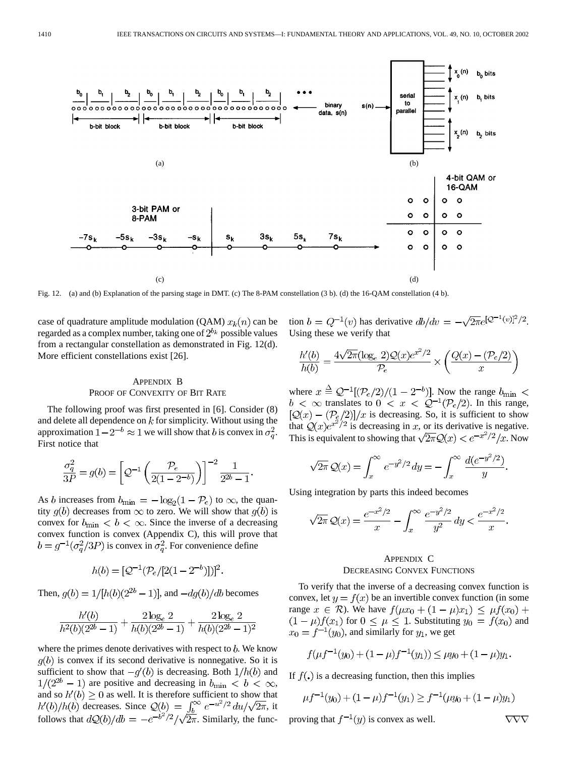Fig. 12. (a) and (b) Explanation of the parsing stage in DMT. (c) The 8-PAM constellation (3 b). (d) the 16-QAM constellation (4 b).

case of quadrature amplitude modulation (QAM) $x_k(n)$ can be regarded as a complex number, taking one of $2^{b_k}$ possible values from a rectangular constellation as demonstrated in Fig. 12(d). More efficient constellations exist [26].

## Appendix B
## Proof of Convexity of Bit Rate

The following proof was first presented in [6]. Consider (8) and delete all dependence on $k$ for simplicity. Without using the approximation $1-2^{-b} \approx 1$ we will show that $b$ is convex in $\sigma_q^2$. First notice that

$$\frac{\sigma_q^2}{3P} = g(b) = \left[\mathcal{Q}^{-1}\left(\frac{\mathcal{P}_e}{2(1-2^{-b})}\right)\right]^{-2} \frac{1}{2^{2b}-1}.$$

As $b$ increases from $b_{\min} = -\log_2(1-\mathcal{P}_e)$ to $\infty$, the quantity $g(b)$ decreases from $\infty$ to zero. We will show that $g(b)$ is convex for $b_{\min} < b < \infty$. Since the inverse of a decreasing convex function is convex (Appendix C), this will prove that $b = g^{-1}(\sigma_q^2/3P)$ is convex in $\sigma_q^2$. For convenience define

$$h(b) = [\mathcal{Q}^{-1}(\mathcal{P}_e/[2(1-2^{-b})])]^2.$$

Then, $g(b) = 1/[h(b)(2^{2b}-1)]$, and $-dg(b)/db$ becomes

$$\frac{h'(b)}{h^2(b)(2^{2b}-1)} + \frac{2\log_e 2}{h(b)(2^{2b}-1)} + \frac{2\log_e 2}{h(b)(2^{2b}-1)^2}$$

where the primes denote derivatives with respect to $b$. We know $g(b)$ is convex if its second derivative is nonnegative. So it is sufficient to show that $-g'(b)$ is decreasing. Both $1/h(b)$ and $1/(2^{2b}-1)$ are positive and decreasing in $b_{\min} < b < \infty$, and so $h'(b) \geq 0$ as well. It is therefore sufficient to show that $h'(b)/h(b)$ decreases. Since $\mathcal{Q}(b) = \int_b^\infty e^{-u^2/2}\, du/\sqrt{2\pi}$, it follows that $d\mathcal{Q}(b)/db = -e^{-b^2/2}/\sqrt{2\pi}$. Similarly, the function $b = Q^{-1}(v)$ has derivative $db/dv = -\sqrt{2\pi}e^{[\mathcal{Q}^{-1}(v)]^2/2}$. Using these we verify that

$$\frac{h'(b)}{h(b)} = \frac{4\sqrt{2\pi}(\log_e 2)\mathcal{Q}(x)e^{x^2/2}}{\mathcal{P}_e} \times \left(\frac{\mathcal{Q}(x)-(\mathcal{P}_e/2)}{x}\right)$$

where $x \stackrel{\Delta}{=} \mathcal{Q}^{-1}[(\mathcal{P}_e/2)/(1-2^{-b})]$. Now the range $b_{\min} < b < \infty$ translates to $0 < x < \mathcal{Q}^{-1}(\mathcal{P}_e/2)$. In this range, $[\mathcal{Q}(x)-(\mathcal{P}_e/2)]/x$ is decreasing. So, it is sufficient to show that $\mathcal{Q}(x)e^{x^2/2}$ is decreasing in $x$, or its derivative is negative. This is equivalent to showing that $\sqrt{2\pi}\mathcal{Q}(x) < e^{-x^2/2}/x$. Now

$$\sqrt{2\pi}\,\mathcal{Q}(x) = \int_x^\infty e^{-y^2/2}\,dy = -\int_x^\infty \frac{d(e^{-y^2/2})}{y}.$$

Using integration by parts this indeed becomes

$$\sqrt{2\pi}\,\mathcal{Q}(x) = \frac{e^{-x^2/2}}{x} - \int_x^\infty \frac{e^{-y^2/2}}{y^2}\,dy < \frac{e^{-x^2/2}}{x}.$$

## Appendix C
## Decreasing Convex Functions

To verify that the inverse of a decreasing convex function is convex, let $y = f(x)$ be an invertible convex function (in some range $x \in \mathcal{R}$). We have $f(\mu x_0 + (1-\mu)x_1) \leq \mu f(x_0) + (1-\mu)f(x_1)$ for $0 \leq \mu \leq 1$. Substituting $y_0 = f(x_0)$ and $x_0 = f^{-1}(y_0)$, and similarly for $y_1$, we get

$$f(\mu f^{-1}(y_0) + (1-\mu)f^{-1}(y_1)) \leq \mu y_0 + (1-\mu)y_1.$$

If $f(.)$ is a decreasing function, then this implies

$$\mu f^{-1}(y_0) + (1-\mu)f^{-1}(y_1) \geq f^{-1}(\mu y_0 + (1-\mu)y_1)$$

proving that $f^{-1}(y)$ is convex as well. $\nabla\nabla\nabla$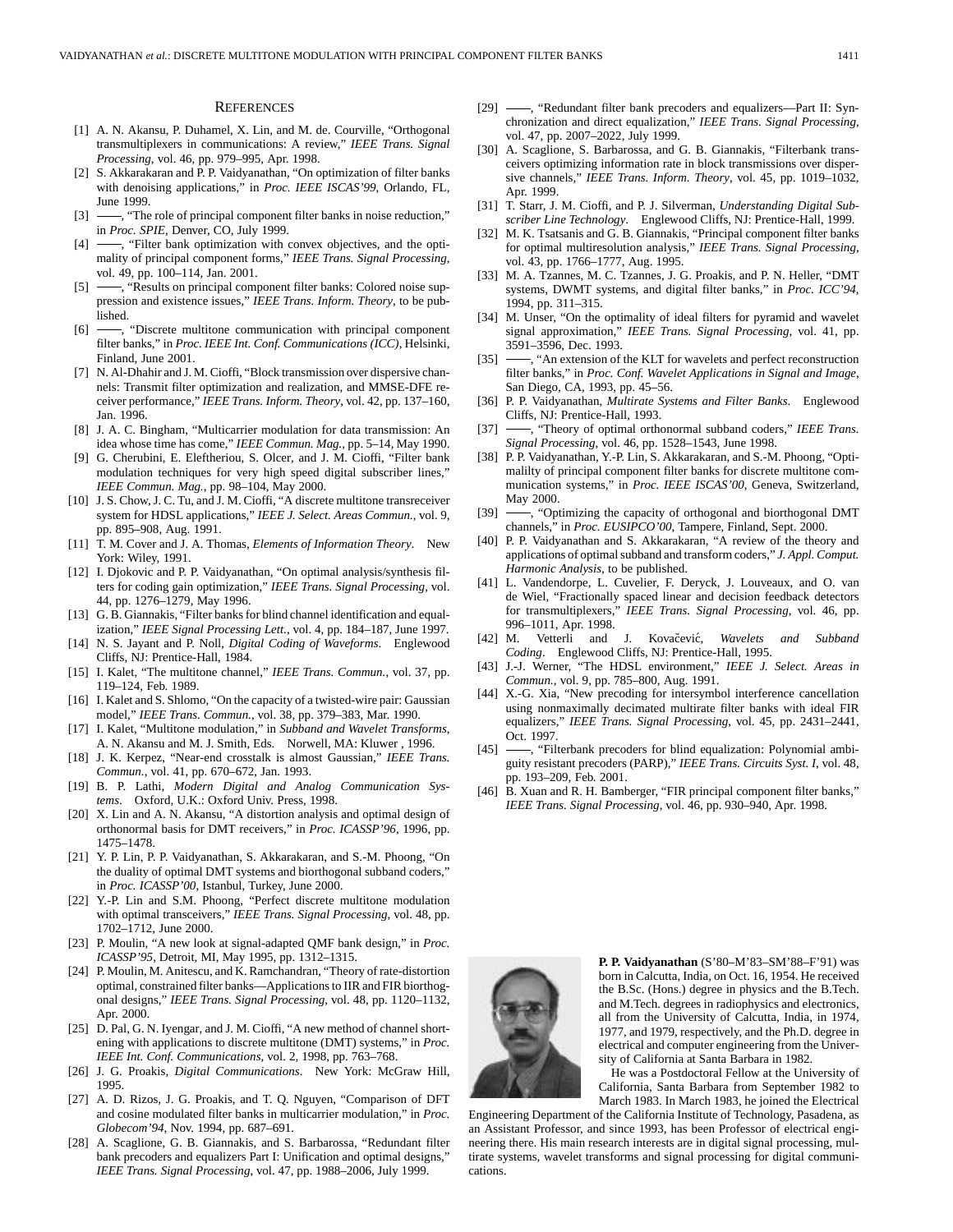## References

[1] A. N. Akansu, P. Duhamel, X. Lin, and M. de. Courville, "Orthogonal transmultiplexers in communications: A review," *IEEE Trans. Signal Processing*, vol. 46, pp. 979–995, Apr. 1998.

[2] S. Akkarakaran and P. P. Vaidyanathan, "On optimization of filter banks with denoising applications," in *Proc. IEEE ISCAS'99*, Orlando, FL, June 1999.

[3] ——, "The role of principal component filter banks in noise reduction," in *Proc. SPIE*, Denver, CO, July 1999.

[4] ——, "Filter bank optimization with convex objectives, and the optimality of principal component forms," *IEEE Trans. Signal Processing*, vol. 49, pp. 100–114, Jan. 2001.

[5] ——, "Results on principal component filter banks: Colored noise suppression and existence issues," *IEEE Trans. Inform. Theory*, to be published.

[6] ——, "Discrete multitone communication with principal component filter banks," in *Proc. IEEE Int. Conf. Communications (ICC)*, Helsinki, Finland, June 2001.

[7] N. Al-Dhahir and J. M. Cioffi, "Block transmission over dispersive channels: Transmit filter optimization and realization, and MMSE-DFE receiver performance," *IEEE Trans. Inform. Theory*, vol. 42, pp. 137–160, Jan. 1996.

[8] J. A. C. Bingham, "Multicarrier modulation for data transmission: An idea whose time has come," *IEEE Commun. Mag.*, pp. 5–14, May 1990.

[9] G. Cherubini, E. Eleftheriou, S. Olcer, and J. M. Cioffi, "Filter bank modulation techniques for very high speed digital subscriber lines," *IEEE Commun. Mag.*, pp. 98–104, May 2000.

[10] J. S. Chow, J. C. Tu, and J. M. Cioffi, "A discrete multitone transreceiver system for HDSL applications," *IEEE J. Select. Areas Commun.*, vol. 9, pp. 895–908, Aug. 1991.

[11] T. M. Cover and J. A. Thomas, *Elements of Information Theory*. New York: Wiley, 1991.

[12] I. Djokovic and P. P. Vaidyanathan, "On optimal analysis/synthesis filters for coding gain optimization," *IEEE Trans. Signal Processing*, vol. 44, pp. 1276–1279, May 1996.

[13] G. B. Giannakis, "Filter banks for blind channel identification and equalization," *IEEE Signal Processing Lett.*, vol. 4, pp. 184–187, June 1997.

[14] N. S. Jayant and P. Noll, *Digital Coding of Waveforms*. Englewood Cliffs, NJ: Prentice-Hall, 1984.

[15] I. Kalet, "The multitone channel," *IEEE Trans. Commun.*, vol. 37, pp. 119–124, Feb. 1989.

[16] I. Kalet and S. Shlomo, "On the capacity of a twisted-wire pair: Gaussian model," *IEEE Trans. Commun.*, vol. 38, pp. 379–383, Mar. 1990.

[17] I. Kalet, "Multitone modulation," in *Subband and Wavelet Transforms*, A. N. Akansu and M. J. Smith, Eds. Norwell, MA: Kluwer , 1996.

[18] J. K. Kerpez, "Near-end crosstalk is almost Gaussian," *IEEE Trans. Commun.*, vol. 41, pp. 670–672, Jan. 1993.

[19] B. P. Lathi, *Modern Digital and Analog Communication Systems*. Oxford, U.K.: Oxford Univ. Press, 1998.

[20] X. Lin and A. N. Akansu, "A distortion analysis and optimal design of orthonormal basis for DMT receivers," in *Proc. ICASSP'96*, 1996, pp. 1475–1478.

[21] Y. P. Lin, P. P. Vaidyanathan, S. Akkarakaran, and S.-M. Phoong, "On the duality of optimal DMT systems and biorthogonal subband coders," in *Proc. ICASSP'00*, Istanbul, Turkey, June 2000.

[22] Y.-P. Lin and S.M. Phoong, "Perfect discrete multitone modulation with optimal transceivers," *IEEE Trans. Signal Processing*, vol. 48, pp. 1702–1712, June 2000.

[23] P. Moulin, "A new look at signal-adapted QMF bank design," in *Proc. ICASSP'95*, Detroit, MI, May 1995, pp. 1312–1315.

[24] P. Moulin, M. Anitescu, and K. Ramchandran, "Theory of rate-distortion optimal, constrained filter banks—Applications to IIR and FIR biorthogonal designs," *IEEE Trans. Signal Processing*, vol. 48, pp. 1120–1132, Apr. 2000.

[25] D. Pal, G. N. Iyengar, and J. M. Cioffi, "A new method of channel shortening with applications to discrete multitone (DMT) systems," in *Proc. IEEE Int. Conf. Communications*, vol. 2, 1998, pp. 763–768.

[26] J. G. Proakis, *Digital Communications*. New York: McGraw Hill, 1995.

[27] A. D. Rizos, J. G. Proakis, and T. Q. Nguyen, "Comparison of DFT and cosine modulated filter banks in multicarrier modulation," in *Proc. Globecom'94*, Nov. 1994, pp. 687–691.

[28] A. Scaglione, G. B. Giannakis, and S. Barbarossa, "Redundant filter bank precoders and equalizers Part I: Unification and optimal designs," *IEEE Trans. Signal Processing*, vol. 47, pp. 1988–2006, July 1999.

[29] ——, "Redundant filter bank precoders and equalizers—Part II: Synchronization and direct equalization," *IEEE Trans. Signal Processing*, vol. 47, pp. 2007–2022, July 1999.

[30] A. Scaglione, S. Barbarossa, and G. B. Giannakis, "Filterbank transceivers optimizing information rate in block transmissions over dispersive channels," *IEEE Trans. Inform. Theory*, vol. 45, pp. 1019–1032, Apr. 1999.

[31] T. Starr, J. M. Cioffi, and P. J. Silverman, *Understanding Digital Subscriber Line Technology*. Englewood Cliffs, NJ: Prentice-Hall, 1999.

[32] M. K. Tsatsanis and G. B. Giannakis, "Principal component filter banks for optimal multiresolution analysis," *IEEE Trans. Signal Processing*, vol. 43, pp. 1766–1777, Aug. 1995.

[33] M. A. Tzannes, M. C. Tzannes, J. G. Proakis, and P. N. Heller, "DMT systems, DWMT systems, and digital filter banks," in *Proc. ICC'94*, 1994, pp. 311–315.

[34] M. Unser, "On the optimality of ideal filters for pyramid and wavelet signal approximation," *IEEE Trans. Signal Processing*, vol. 41, pp. 3591–3596, Dec. 1993.

[35] ——, "An extension of the KLT for wavelets and perfect reconstruction filter banks," in *Proc. Conf. Wavelet Applications in Signal and Image*, San Diego, CA, 1993, pp. 45–56.

[36] P. P. Vaidyanathan, *Multirate Systems and Filter Banks*. Englewood Cliffs, NJ: Prentice-Hall, 1993.

[37] ——, "Theory of optimal orthonormal subband coders," *IEEE Trans. Signal Processing*, vol. 46, pp. 1528–1543, June 1998.

[38] P. P. Vaidyanathan, Y.-P. Lin, S. Akkarakaran, and S.-M. Phoong, "Optimalilty of principal component filter banks for discrete multitone communication systems," in *Proc. IEEE ISCAS'00*, Geneva, Switzerland, May 2000.

[39] ——, "Optimizing the capacity of orthogonal and biorthogonal DMT channels," in *Proc. EUSIPCO'00*, Tampere, Finland, Sept. 2000.

[40] P. P. Vaidyanathan and S. Akkarakaran, "A review of the theory and applications of optimal subband and transform coders," *J. Appl. Comput. Harmonic Analysis*, to be published.

[41] L. Vandendorpe, L. Cuvelier, F. Deryck, J. Louveaux, and O. van de Wiel, "Fractionally spaced linear and decision feedback detectors for transmultiplexers," *IEEE Trans. Signal Processing*, vol. 46, pp. 996–1011, Apr. 1998.

[42] M. Vetterli and J. Kovačević, *Wavelets and Subband Coding*. Englewood Cliffs, NJ: Prentice-Hall, 1995.

[43] J.-J. Werner, "The HDSL environment," *IEEE J. Select. Areas in Commun.*, vol. 9, pp. 785–800, Aug. 1991.

[44] X.-G. Xia, "New precoding for intersymbol interference cancellation using nonmaximally decimated multirate filter banks with ideal FIR equalizers," *IEEE Trans. Signal Processing*, vol. 45, pp. 2431–2441, Oct. 1997.

[45] ——, "Filterbank precoders for blind equalization: Polynomial ambiguity resistant precoders (PARP)," *IEEE Trans. Circuits Syst. I*, vol. 48, pp. 193–209, Feb. 2001.

[46] B. Xuan and R. H. Bamberger, "FIR principal component filter banks," *IEEE Trans. Signal Processing*, vol. 46, pp. 930–940, Apr. 1998.

**P. P. Vaidyanathan** (S'80–M'83–SM'88–F'91) was born in Calcutta, India, on Oct. 16, 1954. He received the B.Sc. (Hons.) degree in physics and the B.Tech. and M.Tech. degrees in radiophysics and electronics, all from the University of Calcutta, India, in 1974, 1977, and 1979, respectively, and the Ph.D. degree in electrical and computer engineering from the University of California at Santa Barbara in 1982.

He was a Postdoctoral Fellow at the University of California, Santa Barbara from September 1982 to March 1983. In March 1983, he joined the Electrical Engineering Department of the California Institute of Technology, Pasadena, as an Assistant Professor, and since 1993, has been Professor of electrical engineering there. His main research interests are in digital signal processing, multirate systems, wavelet transforms and signal processing for digital communications.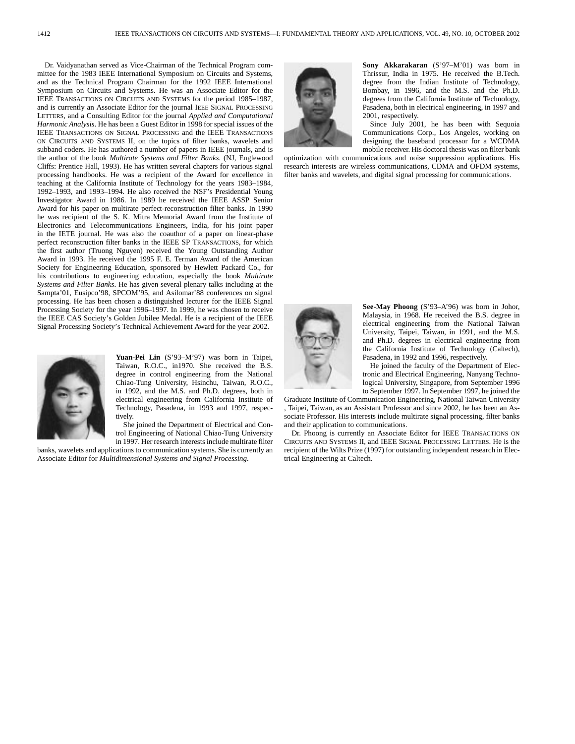Dr. Vaidyanathan served as Vice-Chairman of the Technical Program committee for the 1983 IEEE International Symposium on Circuits and Systems, and as the Technical Program Chairman for the 1992 IEEE International Symposium on Circuits and Systems. He was an Associate Editor for the IEEE TRANSACTIONS ON CIRCUITS AND SYSTEMS for the period 1985–1987, and is currently an Associate Editor for the journal IEEE SIGNAL PROCESSING LETTERS, and a Consulting Editor for the journal *Applied and Computational Harmonic Analysis*. He has been a Guest Editor in 1998 for special issues of the IEEE TRANSACTIONS ON SIGNAL PROCESSING and the IEEE TRANSACTIONS ON CIRCUITS AND SYSTEMS II, on the topics of filter banks, wavelets and subband coders. He has authored a number of papers in IEEE journals, and is the author of the book *Multirate Systems and Filter Banks*. (NJ, Englewood Cliffs: Prentice Hall, 1993). He has written several chapters for various signal processing handbooks. He was a recipient of the Award for excellence in teaching at the California Institute of Technology for the years 1983–1984, 1992–1993, and 1993–1994. He also received the NSF's Presidential Young Investigator Award in 1986. In 1989 he received the IEEE ASSP Senior Award for his paper on multirate perfect-reconstruction filter banks. In 1990 he was recipient of the S. K. Mitra Memorial Award from the Institute of Electronics and Telecommunications Engineers, India, for his joint paper in the IETE journal. He was also the coauthor of a paper on linear-phase perfect reconstruction filter banks in the IEEE SP TRANSACTIONS, for which the first author (Truong Nguyen) received the Young Outstanding Author Award in 1993. He received the 1995 F. E. Terman Award of the American Society for Engineering Education, sponsored by Hewlett Packard Co., for his contributions to engineering education, especially the book *Multirate Systems and Filter Banks*. He has given several plenary talks including at the Sampta'01, Eusipco'98, SPCOM'95, and Asilomar'88 conferences on signal processing. He has been chosen a distinguished lecturer for the IEEE Signal Processing Society for the year 1996–1997. In 1999, he was chosen to receive the IEEE CAS Society's Golden Jubilee Medal. He is a recipient of the IEEE Signal Processing Society's Technical Achievement Award for the year 2002.

**Yuan-Pei Lin** (S'93–M'97) was born in Taipei, Taiwan, R.O.C., in1970. She received the B.S. degree in control engineering from the National Chiao-Tung University, Hsinchu, Taiwan, R.O.C., in 1992, and the M.S. and Ph.D. degrees, both in electrical engineering from California Institute of Technology, Pasadena, in 1993 and 1997, respectively.

She joined the Department of Electrical and Control Engineering of National Chiao-Tung University in 1997. Her research interests include multirate filter banks, wavelets and applications to communication systems. She is currently an Associate Editor for *Multidimensional Systems and Signal Processing*.

**Sony Akkarakaran** (S'97–M'01) was born in Thrissur, India in 1975. He received the B.Tech. degree from the Indian Institute of Technology, Bombay, in 1996, and the M.S. and the Ph.D. degrees from the California Institute of Technology, Pasadena, both in electrical engineering, in 1997 and 2001, respectively.

Since July 2001, he has been with Sequoia Communications Corp., Los Angeles, working on designing the baseband processor for a WCDMA mobile receiver. His doctoral thesis was on filter bank optimization with communications and noise suppression applications. His research interests are wireless communications, CDMA and OFDM systems, filter banks and wavelets, and digital signal processing for communications.

**See-May Phoong** (S'93–A'96) was born in Johor, Malaysia, in 1968. He received the B.S. degree in electrical engineering from the National Taiwan University, Taipei, Taiwan, in 1991, and the M.S. and Ph.D. degrees in electrical engineering from the California Institute of Technology (Caltech), Pasadena, in 1992 and 1996, respectively.

He joined the faculty of the Department of Electronic and Electrical Engineering, Nanyang Technological University, Singapore, from September 1996 to September 1997. In September 1997, he joined the Graduate Institute of Communication Engineering, National Taiwan University , Taipei, Taiwan, as an Assistant Professor and since 2002, he has been an Associate Professor. His interests include multirate signal processing, filter banks and their application to communications.

Dr. Phoong is currently an Associate Editor for IEEE TRANSACTIONS ON CIRCUITS AND SYSTEMS II, and IEEE SIGNAL PROCESSING LETTERS. He is the recipient of the Wilts Prize (1997) for outstanding independent research in Electrical Engineering at Caltech.